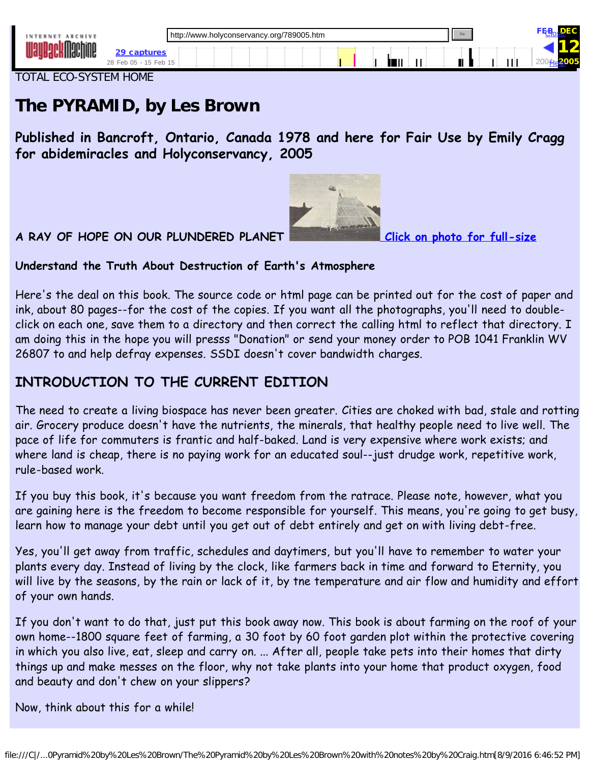TOTAL ECO-SYSTEM HOME

# The PYRAMID, by Les Brown

### Published in Bancroft, Ontario, Canada 1978 and here for Fair Use by Emily Cragg for abidemiracles and Holyconservancy, 2005

**A RAY OF HOPE ON OUR PLUNDERED PLANET** Click on photo for full-size

**Understand the Truth About Destruction of Earth's Atmosphere**

Here's the deal on this book. The source code or html page can be printed out for the cost of paper and ink, about 80 pages--for the cost of the copies. If you want all the photographs, you'll need to double-click on each one, save them to a directory and then correct the calling html to reflect that directory. I am doing this in the hope you will presss "Donation" or send your money order to POB 1041 Franklin WV 26807 to and help defray expenses. SSDI doesn't cover bandwidth charges.

## INTRODUCTION TO THE CURRENT EDITION

The need to create a living biospace has never been greater. Cities are choked with bad, stale and rotting air. Grocery produce doesn't have the nutrients, the minerals, that healthy people need to live well. The pace of life for commuters is frantic and half-baked. Land is very expensive where work exists; and where land is cheap, there is no paying work for an educated soul--just drudge work, repetitive work, rule-based work.

If you buy this book, it's because you want freedom from the ratrace. Please note, however, what you are gaining here is the freedom to become responsible for yourself. This means, you're going to get busy, learn how to manage your debt until you get out of debt entirely and get on with living debt-free.

Yes, you'll get away from traffic, schedules and daytimers, but you'll have to remember to water your plants every day. Instead of living by the clock, like farmers back in time and forward to Eternity, you will live by the seasons, by the rain or lack of it, by tne temperature and air flow and humidity and effort of your own hands.

If you don't want to do that, just put this book away now. This book is about farming on the roof of your own home--1800 square feet of farming, a 30 foot by 60 foot garden plot within the protective covering in which you also live, eat, sleep and carry on. ... After all, people take pets into their homes that dirty things up and make messes on the floor, why not take plants into your home that product oxygen, food and beauty and don't chew on your slippers?

Now, think about this for a while!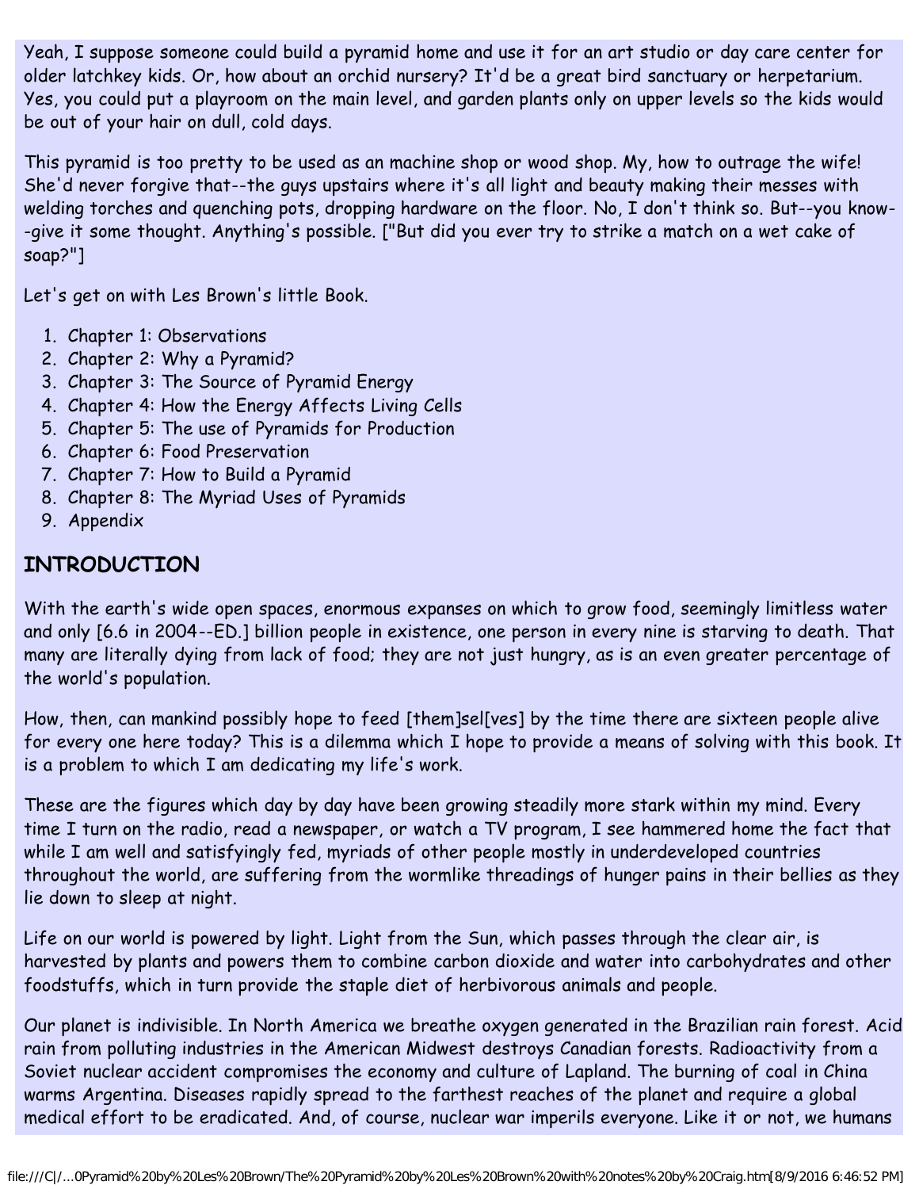Yeah, I suppose someone could build a pyramid home and use it for an art studio or day care center for older latchkey kids. Or, how about an orchid nursery? It'd be a great bird sanctuary or herpetarium. Yes, you could put a playroom on the main level, and garden plants only on upper levels so the kids would be out of your hair on dull, cold days.

This pyramid is too pretty to be used as an machine shop or wood shop. My, how to outrage the wife! She'd never forgive that--the guys upstairs where it's all light and beauty making their messes with welding torches and quenching pots, dropping hardware on the floor. No, I don't think so. But--you know--give it some thought. Anything's possible. ["But did you ever try to strike a match on a wet cake of soap?"]

Let's get on with Les Brown's little Book.

1. Chapter 1: Observations
2. Chapter 2: Why a Pyramid?
3. Chapter 3: The Source of Pyramid Energy
4. Chapter 4: How the Energy Affects Living Cells
5. Chapter 5: The use of Pyramids for Production
6. Chapter 6: Food Preservation
7. Chapter 7: How to Build a Pyramid
8. Chapter 8: The Myriad Uses of Pyramids
9. Appendix

## INTRODUCTION

With the earth's wide open spaces, enormous expanses on which to grow food, seemingly limitless water and only [6.6 in 2004--ED.] billion people in existence, one person in every nine is starving to death. That many are literally dying from lack of food; they are not just hungry, as is an even greater percentage of the world's population.

How, then, can mankind possibly hope to feed [them]sel[ves] by the time there are sixteen people alive for every one here today? This is a dilemma which I hope to provide a means of solving with this book. It is a problem to which I am dedicating my life's work.

These are the figures which day by day have been growing steadily more stark within my mind. Every time I turn on the radio, read a newspaper, or watch a TV program, I see hammered home the fact that while I am well and satisfyingly fed, myriads of other people mostly in underdeveloped countries throughout the world, are suffering from the wormlike threadings of hunger pains in their bellies as they lie down to sleep at night.

Life on our world is powered by light. Light from the Sun, which passes through the clear air, is harvested by plants and powers them to combine carbon dioxide and water into carbohydrates and other foodstuffs, which in turn provide the staple diet of herbivorous animals and people.

Our planet is indivisible. In North America we breathe oxygen generated in the Brazilian rain forest. Acid rain from polluting industries in the American Midwest destroys Canadian forests. Radioactivity from a Soviet nuclear accident compromises the economy and culture of Lapland. The burning of coal in China warms Argentina. Diseases rapidly spread to the farthest reaches of the planet and require a global medical effort to be eradicated. And, of course, nuclear war imperils everyone. Like it or not, we humans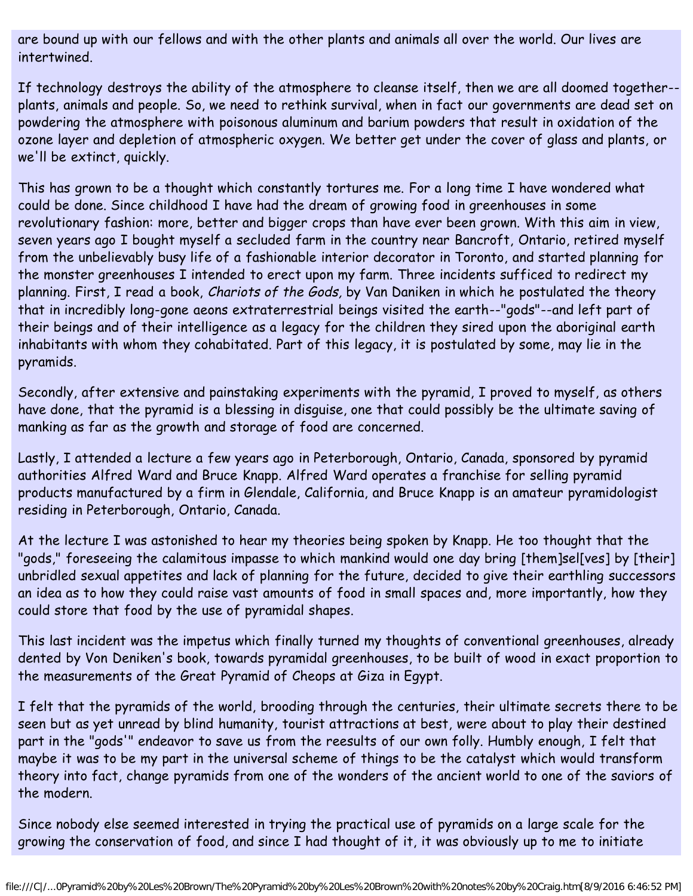are bound up with our fellows and with the other plants and animals all over the world. Our lives are intertwined.

If technology destroys the ability of the atmosphere to cleanse itself, then we are all doomed together--plants, animals and people. So, we need to rethink survival, when in fact our governments are dead set on powdering the atmosphere with poisonous aluminum and barium powders that result in oxidation of the ozone layer and depletion of atmospheric oxygen. We better get under the cover of glass and plants, or we'll be extinct, quickly.

This has grown to be a thought which constantly tortures me. For a long time I have wondered what could be done. Since childhood I have had the dream of growing food in greenhouses in some revolutionary fashion: more, better and bigger crops than have ever been grown. With this aim in view, seven years ago I bought myself a secluded farm in the country near Bancroft, Ontario, retired myself from the unbelievably busy life of a fashionable interior decorator in Toronto, and started planning for the monster greenhouses I intended to erect upon my farm. Three incidents sufficed to redirect my planning. First, I read a book, *Chariots of the Gods,* by Van Daniken in which he postulated the theory that in incredibly long-gone aeons extraterrestrial beings visited the earth--"gods"--and left part of their beings and of their intelligence as a legacy for the children they sired upon the aboriginal earth inhabitants with whom they cohabitated. Part of this legacy, it is postulated by some, may lie in the pyramids.

Secondly, after extensive and painstaking experiments with the pyramid, I proved to myself, as others have done, that the pyramid is a blessing in disguise, one that could possibly be the ultimate saving of manking as far as the growth and storage of food are concerned.

Lastly, I attended a lecture a few years ago in Peterborough, Ontario, Canada, sponsored by pyramid authorities Alfred Ward and Bruce Knapp. Alfred Ward operates a franchise for selling pyramid products manufactured by a firm in Glendale, California, and Bruce Knapp is an amateur pyramidologist residing in Peterborough, Ontario, Canada.

At the lecture I was astonished to hear my theories being spoken by Knapp. He too thought that the "gods," foreseeing the calamitous impasse to which mankind would one day bring [them]sel[ves] by [their] unbridled sexual appetites and lack of planning for the future, decided to give their earthling successors an idea as to how they could raise vast amounts of food in small spaces and, more importantly, how they could store that food by the use of pyramidal shapes.

This last incident was the impetus which finally turned my thoughts of conventional greenhouses, already dented by Von Deniken's book, towards pyramidal greenhouses, to be built of wood in exact proportion to the measurements of the Great Pyramid of Cheops at Giza in Egypt.

I felt that the pyramids of the world, brooding through the centuries, their ultimate secrets there to be seen but as yet unread by blind humanity, tourist attractions at best, were about to play their destined part in the "gods'" endeavor to save us from the reesults of our own folly. Humbly enough, I felt that maybe it was to be my part in the universal scheme of things to be the catalyst which would transform theory into fact, change pyramids from one of the wonders of the ancient world to one of the saviors of the modern.

Since nobody else seemed interested in trying the practical use of pyramids on a large scale for the growing the conservation of food, and since I had thought of it, it was obviously up to me to initiate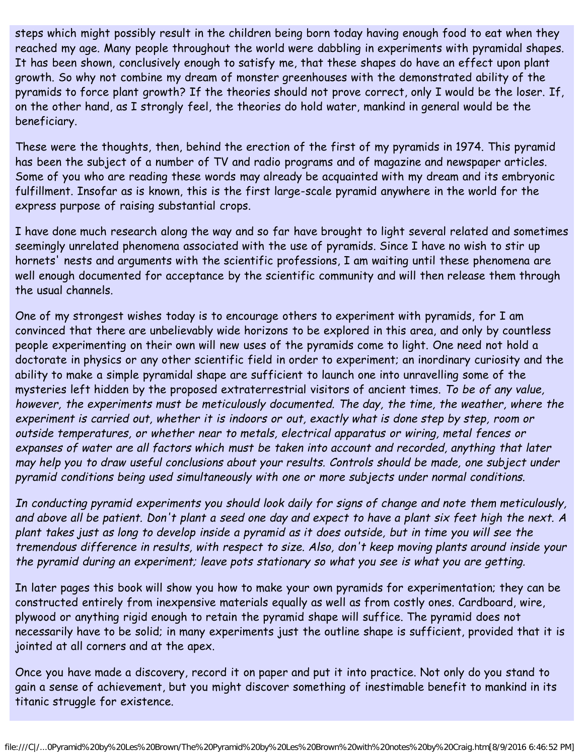steps which might possibly result in the children being born today having enough food to eat when they reached my age. Many people throughout the world were dabbling in experiments with pyramidal shapes. It has been shown, conclusively enough to satisfy me, that these shapes do have an effect upon plant growth. So why not combine my dream of monster greenhouses with the demonstrated ability of the pyramids to force plant growth? If the theories should not prove correct, only I would be the loser. If, on the other hand, as I strongly feel, the theories do hold water, mankind in general would be the beneficiary.

These were the thoughts, then, behind the erection of the first of my pyramids in 1974. This pyramid has been the subject of a number of TV and radio programs and of magazine and newspaper articles. Some of you who are reading these words may already be acquainted with my dream and its embryonic fulfillment. Insofar as is known, this is the first large-scale pyramid anywhere in the world for the express purpose of raising substantial crops.

I have done much research along the way and so far have brought to light several related and sometimes seemingly unrelated phenomena associated with the use of pyramids. Since I have no wish to stir up hornets' nests and arguments with the scientific professions, I am waiting until these phenomena are well enough documented for acceptance by the scientific community and will then release them through the usual channels.

One of my strongest wishes today is to encourage others to experiment with pyramids, for I am convinced that there are unbelievably wide horizons to be explored in this area, and only by countless people experimenting on their own will new uses of the pyramids come to light. One need not hold a doctorate in physics or any other scientific field in order to experiment; an inordinary curiosity and the ability to make a simple pyramidal shape are sufficient to launch one into unravelling some of the mysteries left hidden by the proposed extraterrestrial visitors of ancient times. *To be of any value, however, the experiments must be meticulously documented. The day, the time, the weather, where the experiment is carried out, whether it is indoors or out, exactly what is done step by step, room or outside temperatures, or whether near to metals, electrical apparatus or wiring, metal fences or expanses of water are all factors which must be taken into account and recorded, anything that later may help you to draw useful conclusions about your results. Controls should be made, one subject under pyramid conditions being used simultaneously with one or more subjects under normal conditions.*

*In conducting pyramid experiments you should look daily for signs of change and note them meticulously, and above all be patient. Don't plant a seed one day and expect to have a plant six feet high the next. A plant takes just as long to develop inside a pyramid as it does outside, but in time you will see the tremendous difference in results, with respect to size. Also, don't keep moving plants around inside your the pyramid during an experiment; leave pots stationary so what you see is what you are getting.*

In later pages this book will show you how to make your own pyramids for experimentation; they can be constructed entirely from inexpensive materials equally as well as from costly ones. Cardboard, wire, plywood or anything rigid enough to retain the pyramid shape will suffice. The pyramid does not necessarily have to be solid; in many experiments just the outline shape is sufficient, provided that it is jointed at all corners and at the apex.

Once you have made a discovery, record it on paper and put it into practice. Not only do you stand to gain a sense of achievement, but you might discover something of inestimable benefit to mankind in its titanic struggle for existence.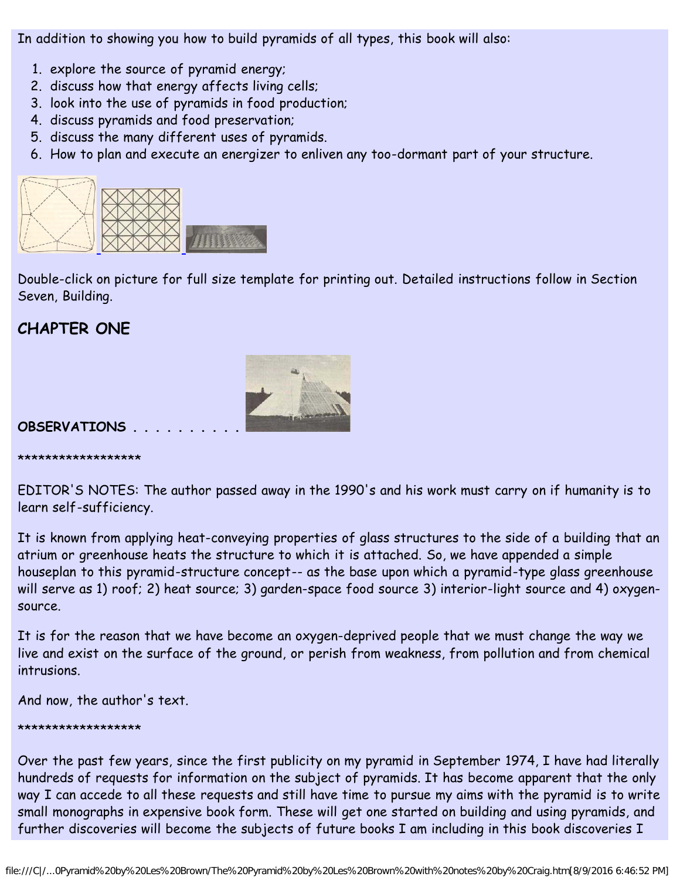In addition to showing you how to build pyramids of all types, this book will also:

1. explore the source of pyramid energy;
2. discuss how that energy affects living cells;
3. look into the use of pyramids in food production;
4. discuss pyramids and food preservation;
5. discuss the many different uses of pyramids.
6. How to plan and execute an energizer to enliven any too-dormant part of your structure.

Double-click on picture for full size template for printing out. Detailed instructions follow in Section Seven, Building.

## CHAPTER ONE

**OBSERVATIONS . . . . . . . . . .**

******************

EDITOR'S NOTES: The author passed away in the 1990's and his work must carry on if humanity is to learn self-sufficiency.

It is known from applying heat-conveying properties of glass structures to the side of a building that an atrium or greenhouse heats the structure to which it is attached. So, we have appended a simple houseplan to this pyramid-structure concept-- as the base upon which a pyramid-type glass greenhouse will serve as 1) roof; 2) heat source; 3) garden-space food source 3) interior-light source and 4) oxygen-source.

It is for the reason that we have become an oxygen-deprived people that we must change the way we live and exist on the surface of the ground, or perish from weakness, from pollution and from chemical intrusions.

And now, the author's text.

******************

Over the past few years, since the first publicity on my pyramid in September 1974, I have had literally hundreds of requests for information on the subject of pyramids. It has become apparent that the only way I can accede to all these requests and still have time to pursue my aims with the pyramid is to write small monographs in expensive book form. These will get one started on building and using pyramids, and further discoveries will become the subjects of future books I am including in this book discoveries I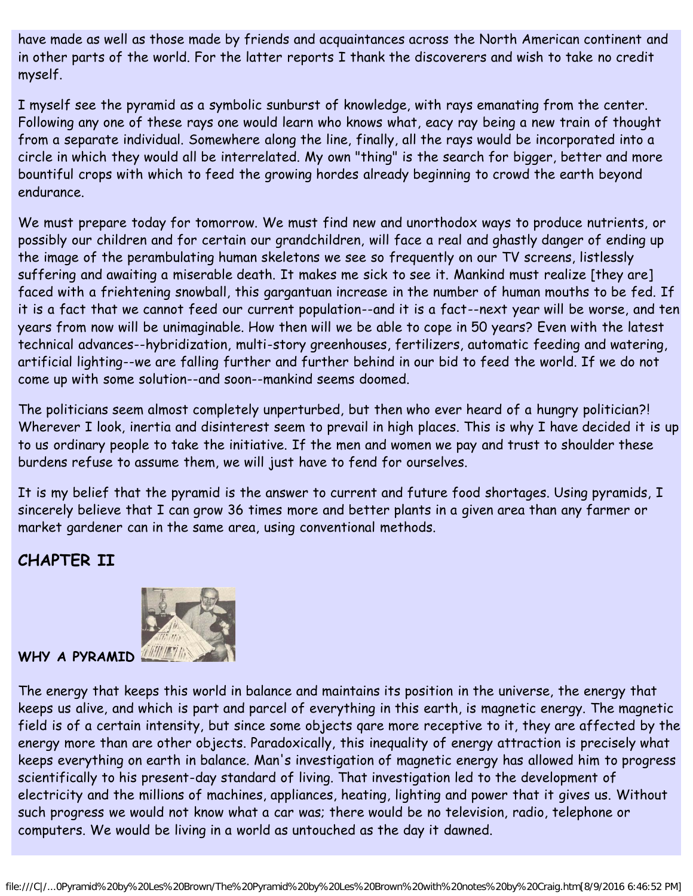have made as well as those made by friends and acquaintances across the North American continent and in other parts of the world. For the latter reports I thank the discoverers and wish to take no credit myself.

I myself see the pyramid as a symbolic sunburst of knowledge, with rays emanating from the center. Following any one of these rays one would learn who knows what, eacy ray being a new train of thought from a separate individual. Somewhere along the line, finally, all the rays would be incorporated into a circle in which they would all be interrelated. My own "thing" is the search for bigger, better and more bountiful crops with which to feed the growing hordes already beginning to crowd the earth beyond endurance.

We must prepare today for tomorrow. We must find new and unorthodox ways to produce nutrients, or possibly our children and for certain our grandchildren, will face a real and ghastly danger of ending up the image of the perambulating human skeletons we see so frequently on our TV screens, listlessly suffering and awaiting a miserable death. It makes me sick to see it. Mankind must realize [they are] faced with a friehtening snowball, this gargantuan increase in the number of human mouths to be fed. If it is a fact that we cannot feed our current population--and it is a fact--next year will be worse, and ten years from now will be unimaginable. How then will we be able to cope in 50 years? Even with the latest technical advances--hybridization, multi-story greenhouses, fertilizers, automatic feeding and watering, artificial lighting--we are falling further and further behind in our bid to feed the world. If we do not come up with some solution--and soon--mankind seems doomed.

The politicians seem almost completely unperturbed, but then who ever heard of a hungry politician?! Wherever I look, inertia and disinterest seem to prevail in high places. This is why I have decided it is up to us ordinary people to take the initiative. If the men and women we pay and trust to shoulder these burdens refuse to assume them, we will just have to fend for ourselves.

It is my belief that the pyramid is the answer to current and future food shortages. Using pyramids, I sincerely believe that I can grow 36 times more and better plants in a given area than any farmer or market gardener can in the same area, using conventional methods.

## CHAPTER II

**WHY A PYRAMID**

The energy that keeps this world in balance and maintains its position in the universe, the energy that keeps us alive, and which is part and parcel of everything in this earth, is magnetic energy. The magnetic field is of a certain intensity, but since some objects qare more receptive to it, they are affected by the energy more than are other objects. Paradoxically, this inequality of energy attraction is precisely what keeps everything on earth in balance. Man's investigation of magnetic energy has allowed him to progress scientifically to his present-day standard of living. That investigation led to the development of electricity and the millions of machines, appliances, heating, lighting and power that it gives us. Without such progress we would not know what a car was; there would be no television, radio, telephone or computers. We would be living in a world as untouched as the day it dawned.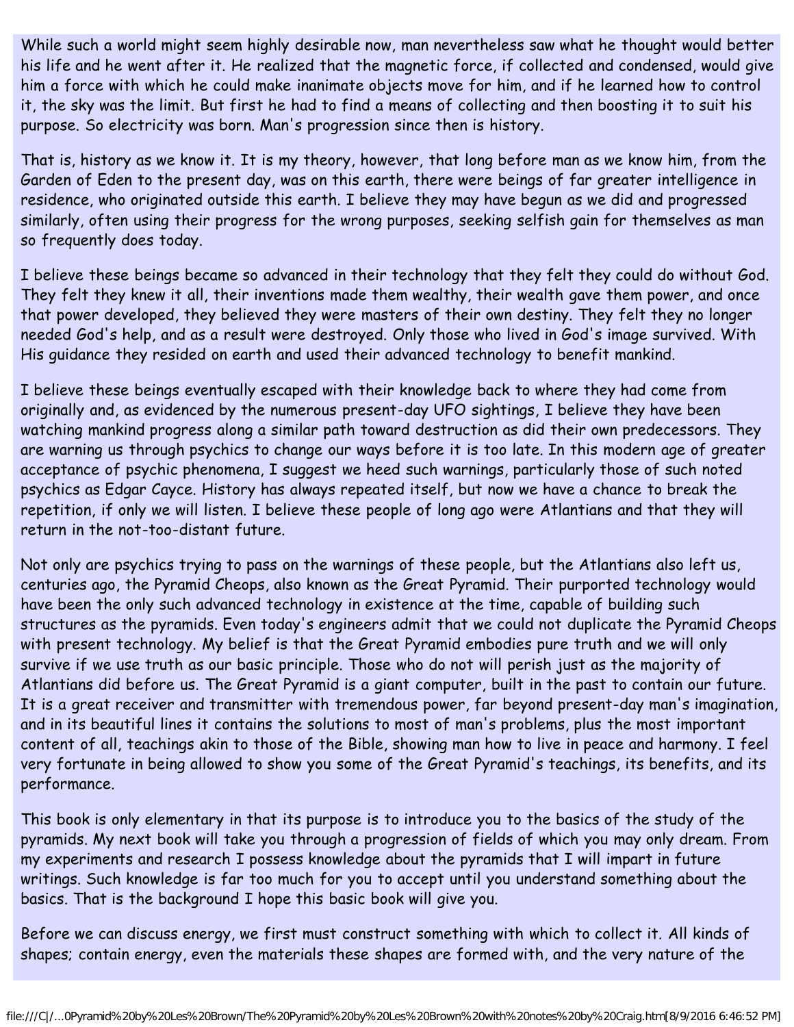While such a world might seem highly desirable now, man nevertheless saw what he thought would better his life and he went after it. He realized that the magnetic force, if collected and condensed, would give him a force with which he could make inanimate objects move for him, and if he learned how to control it, the sky was the limit. But first he had to find a means of collecting and then boosting it to suit his purpose. So electricity was born. Man's progression since then is history.

That is, history as we know it. It is my theory, however, that long before man as we know him, from the Garden of Eden to the present day, was on this earth, there were beings of far greater intelligence in residence, who originated outside this earth. I believe they may have begun as we did and progressed similarly, often using their progress for the wrong purposes, seeking selfish gain for themselves as man so frequently does today.

I believe these beings became so advanced in their technology that they felt they could do without God. They felt they knew it all, their inventions made them wealthy, their wealth gave them power, and once that power developed, they believed they were masters of their own destiny. They felt they no longer needed God's help, and as a result were destroyed. Only those who lived in God's image survived. With His guidance they resided on earth and used their advanced technology to benefit mankind.

I believe these beings eventually escaped with their knowledge back to where they had come from originally and, as evidenced by the numerous present-day UFO sightings, I believe they have been watching mankind progress along a similar path toward destruction as did their own predecessors. They are warning us through psychics to change our ways before it is too late. In this modern age of greater acceptance of psychic phenomena, I suggest we heed such warnings, particularly those of such noted psychics as Edgar Cayce. History has always repeated itself, but now we have a chance to break the repetition, if only we will listen. I believe these people of long ago were Atlantians and that they will return in the not-too-distant future.

Not only are psychics trying to pass on the warnings of these people, but the Atlantians also left us, centuries ago, the Pyramid Cheops, also known as the Great Pyramid. Their purported technology would have been the only such advanced technology in existence at the time, capable of building such structures as the pyramids. Even today's engineers admit that we could not duplicate the Pyramid Cheops with present technology. My belief is that the Great Pyramid embodies pure truth and we will only survive if we use truth as our basic principle. Those who do not will perish just as the majority of Atlantians did before us. The Great Pyramid is a giant computer, built in the past to contain our future. It is a great receiver and transmitter with tremendous power, far beyond present-day man's imagination, and in its beautiful lines it contains the solutions to most of man's problems, plus the most important content of all, teachings akin to those of the Bible, showing man how to live in peace and harmony. I feel very fortunate in being allowed to show you some of the Great Pyramid's teachings, its benefits, and its performance.

This book is only elementary in that its purpose is to introduce you to the basics of the study of the pyramids. My next book will take you through a progression of fields of which you may only dream. From my experiments and research I possess knowledge about the pyramids that I will impart in future writings. Such knowledge is far too much for you to accept until you understand something about the basics. That is the background I hope this basic book will give you.

Before we can discuss energy, we first must construct something with which to collect it. All kinds of shapes; contain energy, even the materials these shapes are formed with, and the very nature of the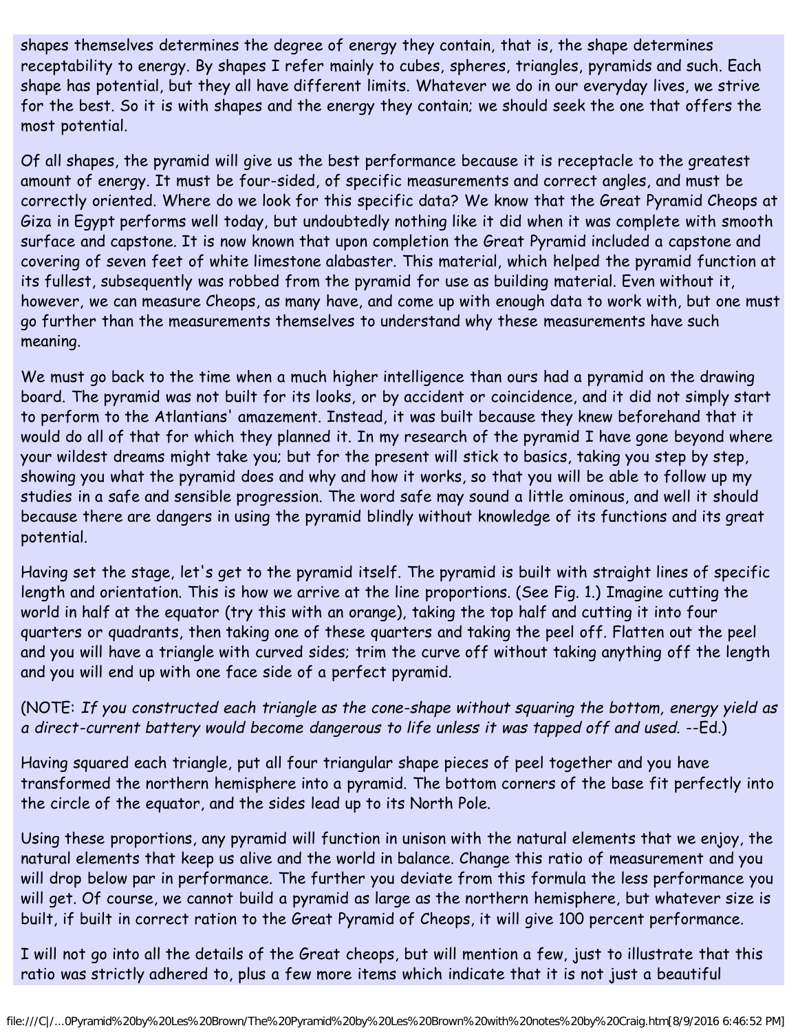shapes themselves determines the degree of energy they contain, that is, the shape determines receptability to energy. By shapes I refer mainly to cubes, spheres, triangles, pyramids and such. Each shape has potential, but they all have different limits. Whatever we do in our everyday lives, we strive for the best. So it is with shapes and the energy they contain; we should seek the one that offers the most potential.

Of all shapes, the pyramid will give us the best performance because it is receptacle to the greatest amount of energy. It must be four-sided, of specific measurements and correct angles, and must be correctly oriented. Where do we look for this specific data? We know that the Great Pyramid Cheops at Giza in Egypt performs well today, but undoubtedly nothing like it did when it was complete with smooth surface and capstone. It is now known that upon completion the Great Pyramid included a capstone and covering of seven feet of white limestone alabaster. This material, which helped the pyramid function at its fullest, subsequently was robbed from the pyramid for use as building material. Even without it, however, we can measure Cheops, as many have, and come up with enough data to work with, but one must go further than the measurements themselves to understand why these measurements have such meaning.

We must go back to the time when a much higher intelligence than ours had a pyramid on the drawing board. The pyramid was not built for its looks, or by accident or coincidence, and it did not simply start to perform to the Atlantians' amazement. Instead, it was built because they knew beforehand that it would do all of that for which they planned it. In my research of the pyramid I have gone beyond where your wildest dreams might take you; but for the present will stick to basics, taking you step by step, showing you what the pyramid does and why and how it works, so that you will be able to follow up my studies in a safe and sensible progression. The word safe may sound a little ominous, and well it should because there are dangers in using the pyramid blindly without knowledge of its functions and its great potential.

Having set the stage, let's get to the pyramid itself. The pyramid is built with straight lines of specific length and orientation. This is how we arrive at the line proportions. (See Fig. 1.) Imagine cutting the world in half at the equator (try this with an orange), taking the top half and cutting it into four quarters or quadrants, then taking one of these quarters and taking the peel off. Flatten out the peel and you will have a triangle with curved sides; trim the curve off without taking anything off the length and you will end up with one face side of a perfect pyramid.

(NOTE: *If you constructed each triangle as the cone-shape without squaring the bottom, energy yield as a direct-current battery would become dangerous to life unless it was tapped off and used.* --Ed.)

Having squared each triangle, put all four triangular shape pieces of peel together and you have transformed the northern hemisphere into a pyramid. The bottom corners of the base fit perfectly into the circle of the equator, and the sides lead up to its North Pole.

Using these proportions, any pyramid will function in unison with the natural elements that we enjoy, the natural elements that keep us alive and the world in balance. Change this ratio of measurement and you will drop below par in performance. The further you deviate from this formula the less performance you will get. Of course, we cannot build a pyramid as large as the northern hemisphere, but whatever size is built, if built in correct ration to the Great Pyramid of Cheops, it will give 100 percent performance.

I will not go into all the details of the Great cheops, but will mention a few, just to illustrate that this ratio was strictly adhered to, plus a few more items which indicate that it is not just a beautiful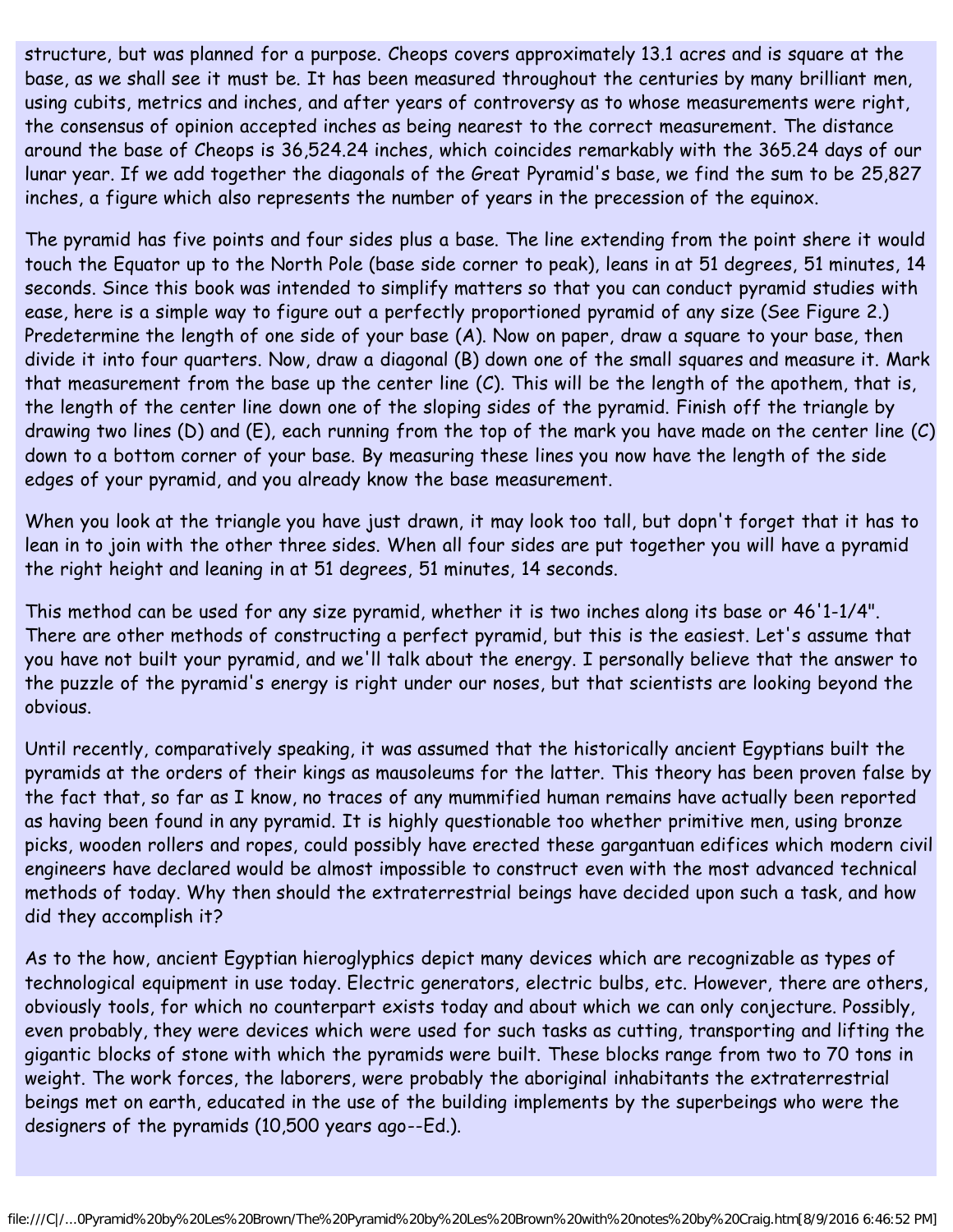structure, but was planned for a purpose. Cheops covers approximately 13.1 acres and is square at the base, as we shall see it must be. It has been measured throughout the centuries by many brilliant men, using cubits, metrics and inches, and after years of controversy as to whose measurements were right, the consensus of opinion accepted inches as being nearest to the correct measurement. The distance around the base of Cheops is 36,524.24 inches, which coincides remarkably with the 365.24 days of our lunar year. If we add together the diagonals of the Great Pyramid's base, we find the sum to be 25,827 inches, a figure which also represents the number of years in the precession of the equinox.

The pyramid has five points and four sides plus a base. The line extending from the point shere it would touch the Equator up to the North Pole (base side corner to peak), leans in at 51 degrees, 51 minutes, 14 seconds. Since this book was intended to simplify matters so that you can conduct pyramid studies with ease, here is a simple way to figure out a perfectly proportioned pyramid of any size (See Figure 2.) Predetermine the length of one side of your base (A). Now on paper, draw a square to your base, then divide it into four quarters. Now, draw a diagonal (B) down one of the small squares and measure it. Mark that measurement from the base up the center line (C). This will be the length of the apothem, that is, the length of the center line down one of the sloping sides of the pyramid. Finish off the triangle by drawing two lines (D) and (E), each running from the top of the mark you have made on the center line (C) down to a bottom corner of your base. By measuring these lines you now have the length of the side edges of your pyramid, and you already know the base measurement.

When you look at the triangle you have just drawn, it may look too tall, but dopn't forget that it has to lean in to join with the other three sides. When all four sides are put together you will have a pyramid the right height and leaning in at 51 degrees, 51 minutes, 14 seconds.

This method can be used for any size pyramid, whether it is two inches along its base or 46'1-1/4". There are other methods of constructing a perfect pyramid, but this is the easiest. Let's assume that you have not built your pyramid, and we'll talk about the energy. I personally believe that the answer to the puzzle of the pyramid's energy is right under our noses, but that scientists are looking beyond the obvious.

Until recently, comparatively speaking, it was assumed that the historically ancient Egyptians built the pyramids at the orders of their kings as mausoleums for the latter. This theory has been proven false by the fact that, so far as I know, no traces of any mummified human remains have actually been reported as having been found in any pyramid. It is highly questionable too whether primitive men, using bronze picks, wooden rollers and ropes, could possibly have erected these gargantuan edifices which modern civil engineers have declared would be almost impossible to construct even with the most advanced technical methods of today. Why then should the extraterrestrial beings have decided upon such a task, and how did they accomplish it?

As to the how, ancient Egyptian hieroglyphics depict many devices which are recognizable as types of technological equipment in use today. Electric generators, electric bulbs, etc. However, there are others, obviously tools, for which no counterpart exists today and about which we can only conjecture. Possibly, even probably, they were devices which were used for such tasks as cutting, transporting and lifting the gigantic blocks of stone with which the pyramids were built. These blocks range from two to 70 tons in weight. The work forces, the laborers, were probably the aboriginal inhabitants the extraterrestrial beings met on earth, educated in the use of the building implements by the superbeings who were the designers of the pyramids (10,500 years ago--Ed.).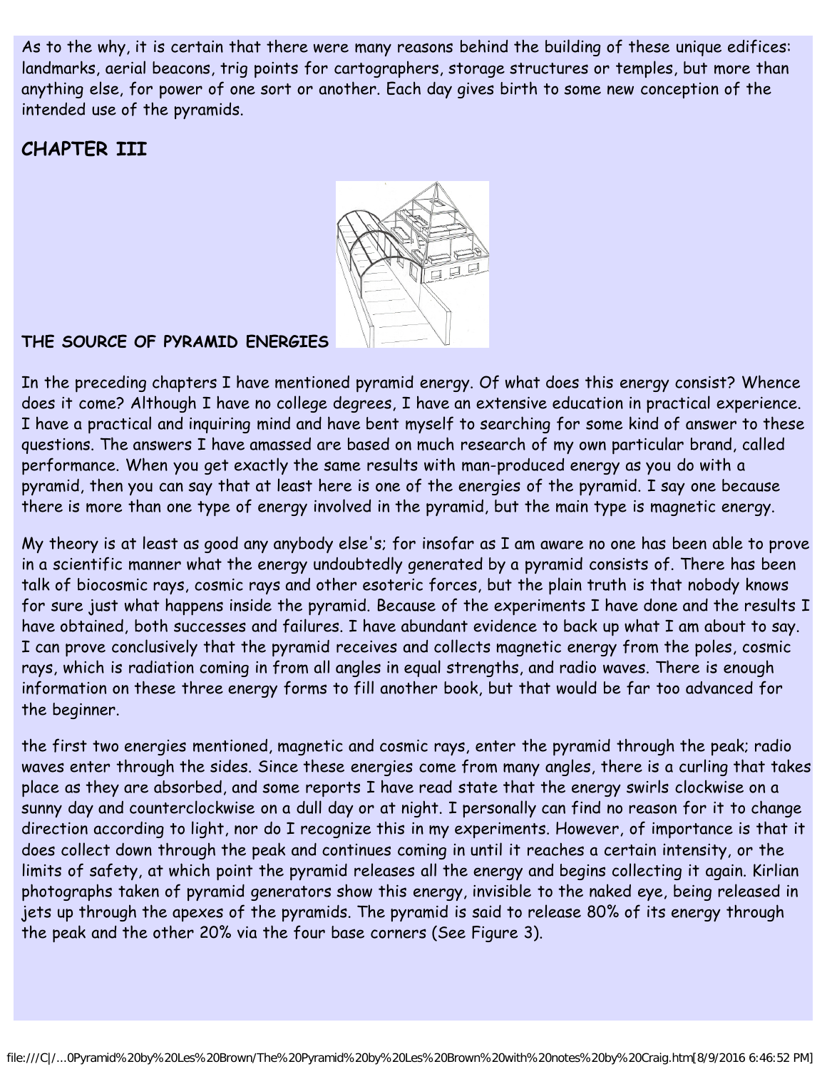As to the why, it is certain that there were many reasons behind the building of these unique edifices: landmarks, aerial beacons, trig points for cartographers, storage structures or temples, but more than anything else, for power of one sort or another. Each day gives birth to some new conception of the intended use of the pyramids.

## CHAPTER III

### THE SOURCE OF PYRAMID ENERGIES

In the preceding chapters I have mentioned pyramid energy. Of what does this energy consist? Whence does it come? Although I have no college degrees, I have an extensive education in practical experience. I have a practical and inquiring mind and have bent myself to searching for some kind of answer to these questions. The answers I have amassed are based on much research of my own particular brand, called performance. When you get exactly the same results with man-produced energy as you do with a pyramid, then you can say that at least here is one of the energies of the pyramid. I say one because there is more than one type of energy involved in the pyramid, but the main type is magnetic energy.

My theory is at least as good any anybody else's; for insofar as I am aware no one has been able to prove in a scientific manner what the energy undoubtedly generated by a pyramid consists of. There has been talk of biocosmic rays, cosmic rays and other esoteric forces, but the plain truth is that nobody knows for sure just what happens inside the pyramid. Because of the experiments I have done and the results I have obtained, both successes and failures. I have abundant evidence to back up what I am about to say. I can prove conclusively that the pyramid receives and collects magnetic energy from the poles, cosmic rays, which is radiation coming in from all angles in equal strengths, and radio waves. There is enough information on these three energy forms to fill another book, but that would be far too advanced for the beginner.

the first two energies mentioned, magnetic and cosmic rays, enter the pyramid through the peak; radio waves enter through the sides. Since these energies come from many angles, there is a curling that takes place as they are absorbed, and some reports I have read state that the energy swirls clockwise on a sunny day and counterclockwise on a dull day or at night. I personally can find no reason for it to change direction according to light, nor do I recognize this in my experiments. However, of importance is that it does collect down through the peak and continues coming in until it reaches a certain intensity, or the limits of safety, at which point the pyramid releases all the energy and begins collecting it again. Kirlian photographs taken of pyramid generators show this energy, invisible to the naked eye, being released in jets up through the apexes of the pyramids. The pyramid is said to release 80% of its energy through the peak and the other 20% via the four base corners (See Figure 3).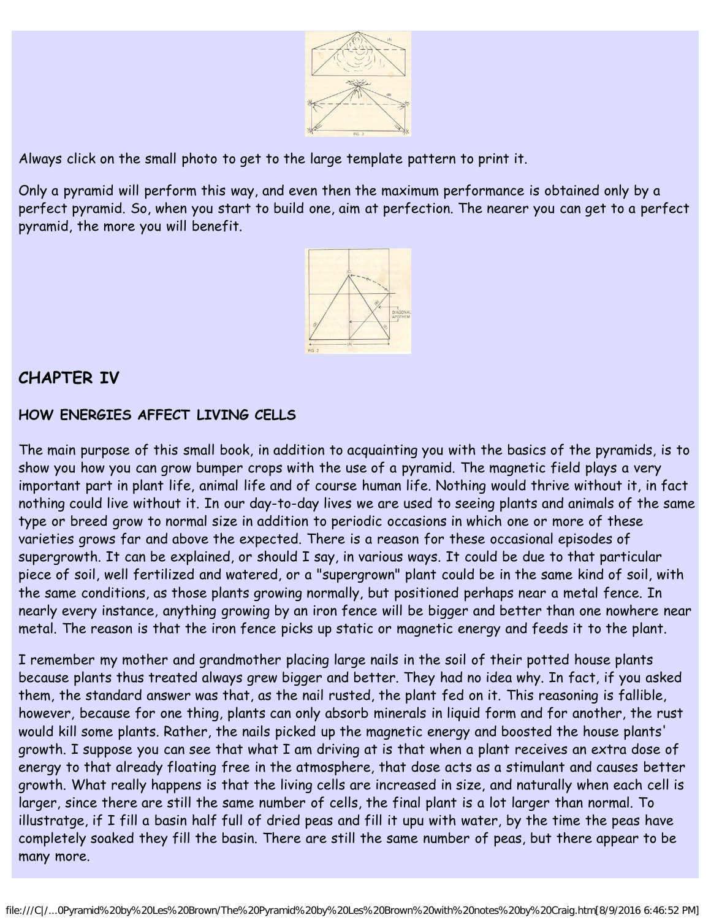Always click on the small photo to get to the large template pattern to print it.

Only a pyramid will perform this way, and even then the maximum performance is obtained only by a perfect pyramid. So, when you start to build one, aim at perfection. The nearer you can get to a perfect pyramid, the more you will benefit.

## CHAPTER IV

### HOW ENERGIES AFFECT LIVING CELLS

The main purpose of this small book, in addition to acquainting you with the basics of the pyramids, is to show you how you can grow bumper crops with the use of a pyramid. The magnetic field plays a very important part in plant life, animal life and of course human life. Nothing would thrive without it, in fact nothing could live without it. In our day-to-day lives we are used to seeing plants and animals of the same type or breed grow to normal size in addition to periodic occasions in which one or more of these varieties grows far and above the expected. There is a reason for these occasional episodes of supergrowth. It can be explained, or should I say, in various ways. It could be due to that particular piece of soil, well fertilized and watered, or a "supergrown" plant could be in the same kind of soil, with the same conditions, as those plants growing normally, but positioned perhaps near a metal fence. In nearly every instance, anything growing by an iron fence will be bigger and better than one nowhere near metal. The reason is that the iron fence picks up static or magnetic energy and feeds it to the plant.

I remember my mother and grandmother placing large nails in the soil of their potted house plants because plants thus treated always grew bigger and better. They had no idea why. In fact, if you asked them, the standard answer was that, as the nail rusted, the plant fed on it. This reasoning is fallible, however, because for one thing, plants can only absorb minerals in liquid form and for another, the rust would kill some plants. Rather, the nails picked up the magnetic energy and boosted the house plants' growth. I suppose you can see that what I am driving at is that when a plant receives an extra dose of energy to that already floating free in the atmosphere, that dose acts as a stimulant and causes better growth. What really happens is that the living cells are increased in size, and naturally when each cell is larger, since there are still the same number of cells, the final plant is a lot larger than normal. To illustratge, if I fill a basin half full of dried peas and fill it upu with water, by the time the peas have completely soaked they fill the basin. There are still the same number of peas, but there appear to be many more.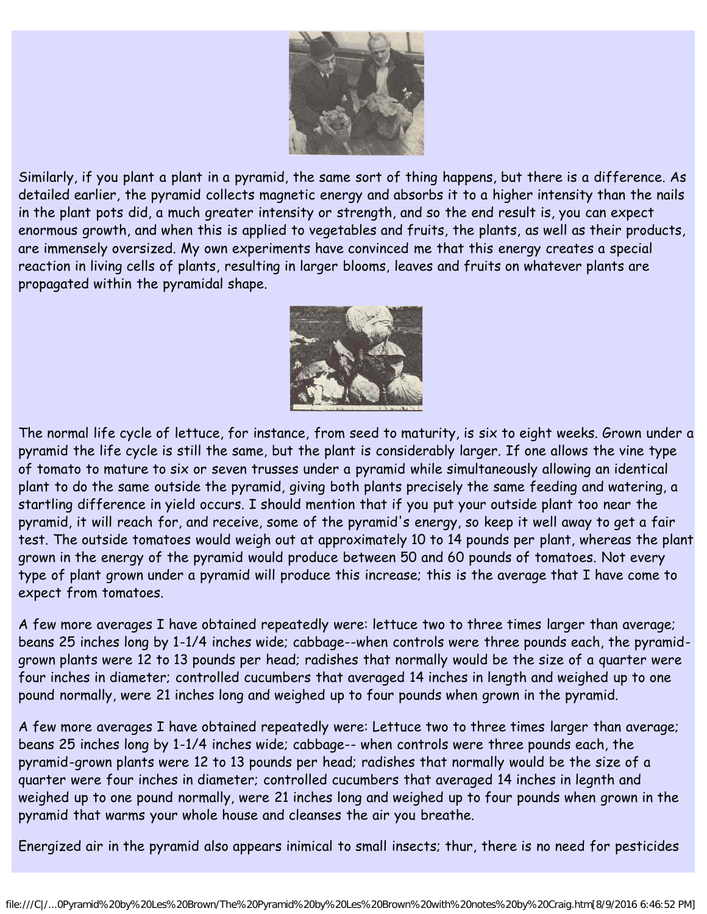Similarly, if you plant a plant in a pyramid, the same sort of thing happens, but there is a difference. As detailed earlier, the pyramid collects magnetic energy and absorbs it to a higher intensity than the nails in the plant pots did, a much greater intensity or strength, and so the end result is, you can expect enormous growth, and when this is applied to vegetables and fruits, the plants, as well as their products, are immensely oversized. My own experiments have convinced me that this energy creates a special reaction in living cells of plants, resulting in larger blooms, leaves and fruits on whatever plants are propagated within the pyramidal shape.

The normal life cycle of lettuce, for instance, from seed to maturity, is six to eight weeks. Grown under a pyramid the life cycle is still the same, but the plant is considerably larger. If one allows the vine type of tomato to mature to six or seven trusses under a pyramid while simultaneously allowing an identical plant to do the same outside the pyramid, giving both plants precisely the same feeding and watering, a startling difference in yield occurs. I should mention that if you put your outside plant too near the pyramid, it will reach for, and receive, some of the pyramid's energy, so keep it well away to get a fair test. The outside tomatoes would weigh out at approximately 10 to 14 pounds per plant, whereas the plant grown in the energy of the pyramid would produce between 50 and 60 pounds of tomatoes. Not every type of plant grown under a pyramid will produce this increase; this is the average that I have come to expect from tomatoes.

A few more averages I have obtained repeatedly were: lettuce two to three times larger than average; beans 25 inches long by 1-1/4 inches wide; cabbage--when controls were three pounds each, the pyramid-grown plants were 12 to 13 pounds per head; radishes that normally would be the size of a quarter were four inches in diameter; controlled cucumbers that averaged 14 inches in length and weighed up to one pound normally, were 21 inches long and weighed up to four pounds when grown in the pyramid.

A few more averages I have obtained repeatedly were: Lettuce two to three times larger than average; beans 25 inches long by 1-1/4 inches wide; cabbage-- when controls were three pounds each, the pyramid-grown plants were 12 to 13 pounds per head; radishes that normally would be the size of a quarter were four inches in diameter; controlled cucumbers that averaged 14 inches in legnth and weighed up to one pound normally, were 21 inches long and weighed up to four pounds when grown in the pyramid that warms your whole house and cleanses the air you breathe.

Energized air in the pyramid also appears inimical to small insects; thur, there is no need for pesticides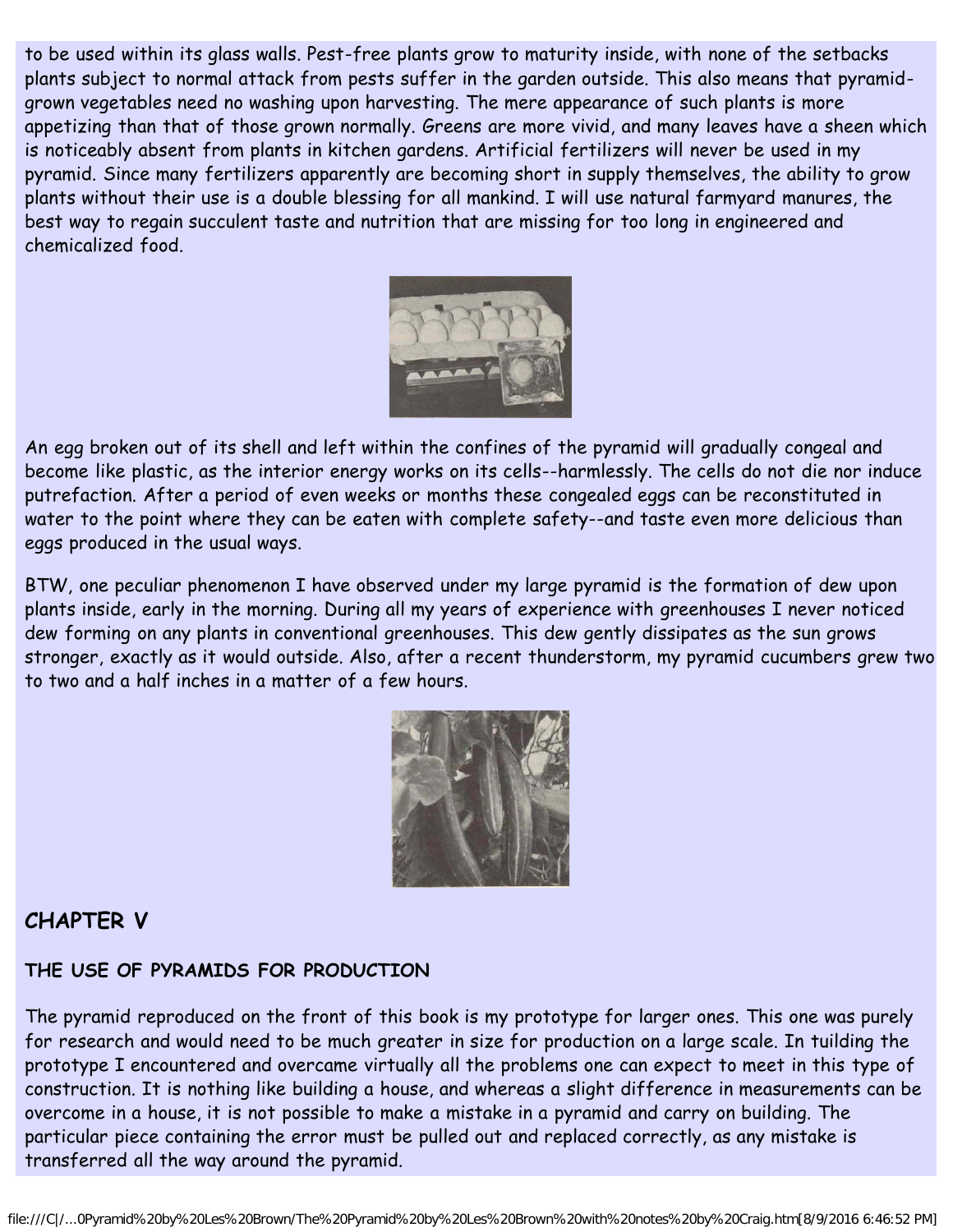to be used within its glass walls. Pest-free plants grow to maturity inside, with none of the setbacks plants subject to normal attack from pests suffer in the garden outside. This also means that pyramid-grown vegetables need no washing upon harvesting. The mere appearance of such plants is more appetizing than that of those grown normally. Greens are more vivid, and many leaves have a sheen which is noticeably absent from plants in kitchen gardens. Artificial fertilizers will never be used in my pyramid. Since many fertilizers apparently are becoming short in supply themselves, the ability to grow plants without their use is a double blessing for all mankind. I will use natural farmyard manures, the best way to regain succulent taste and nutrition that are missing for too long in engineered and chemicalized food.

An egg broken out of its shell and left within the confines of the pyramid will gradually congeal and become like plastic, as the interior energy works on its cells--harmlessly. The cells do not die nor induce putrefaction. After a period of even weeks or months these congealed eggs can be reconstituted in water to the point where they can be eaten with complete safety--and taste even more delicious than eggs produced in the usual ways.

BTW, one peculiar phenomenon I have observed under my large pyramid is the formation of dew upon plants inside, early in the morning. During all my years of experience with greenhouses I never noticed dew forming on any plants in conventional greenhouses. This dew gently dissipates as the sun grows stronger, exactly as it would outside. Also, after a recent thunderstorm, my pyramid cucumbers grew two to two and a half inches in a matter of a few hours.

## CHAPTER V

### THE USE OF PYRAMIDS FOR PRODUCTION

The pyramid reproduced on the front of this book is my prototype for larger ones. This one was purely for research and would need to be much greater in size for production on a large scale. In tuilding the prototype I encountered and overcame virtually all the problems one can expect to meet in this type of construction. It is nothing like building a house, and whereas a slight difference in measurements can be overcome in a house, it is not possible to make a mistake in a pyramid and carry on building. The particular piece containing the error must be pulled out and replaced correctly, as any mistake is transferred all the way around the pyramid.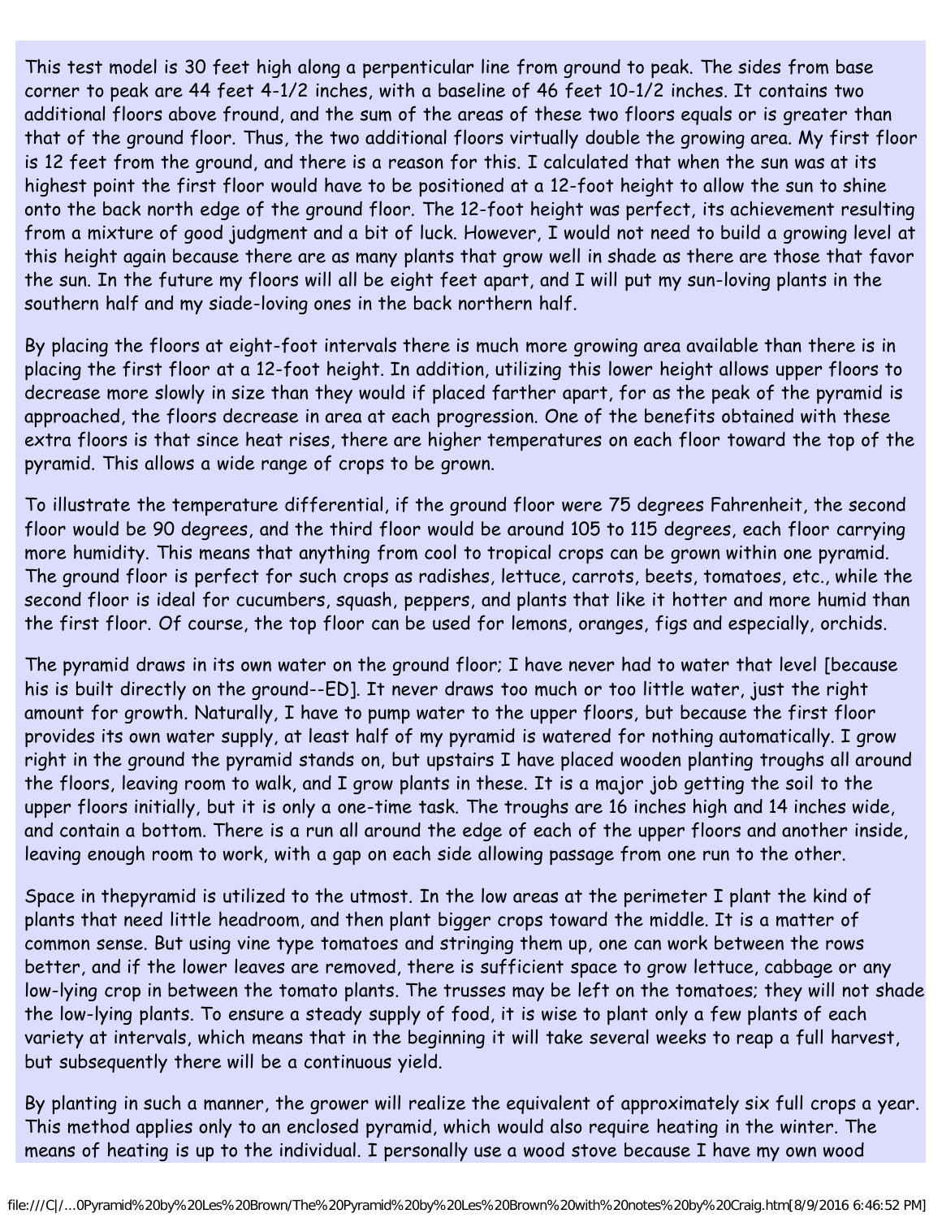This test model is 30 feet high along a perpenticular line from ground to peak. The sides from base corner to peak are 44 feet 4-1/2 inches, with a baseline of 46 feet 10-1/2 inches. It contains two additional floors above fround, and the sum of the areas of these two floors equals or is greater than that of the ground floor. Thus, the two additional floors virtually double the growing area. My first floor is 12 feet from the ground, and there is a reason for this. I calculated that when the sun was at its highest point the first floor would have to be positioned at a 12-foot height to allow the sun to shine onto the back north edge of the ground floor. The 12-foot height was perfect, its achievement resulting from a mixture of good judgment and a bit of luck. However, I would not need to build a growing level at this height again because there are as many plants that grow well in shade as there are those that favor the sun. In the future my floors will all be eight feet apart, and I will put my sun-loving plants in the southern half and my siade-loving ones in the back northern half.

By placing the floors at eight-foot intervals there is much more growing area available than there is in placing the first floor at a 12-foot height. In addition, utilizing this lower height allows upper floors to decrease more slowly in size than they would if placed farther apart, for as the peak of the pyramid is approached, the floors decrease in area at each progression. One of the benefits obtained with these extra floors is that since heat rises, there are higher temperatures on each floor toward the top of the pyramid. This allows a wide range of crops to be grown.

To illustrate the temperature differential, if the ground floor were 75 degrees Fahrenheit, the second floor would be 90 degrees, and the third floor would be around 105 to 115 degrees, each floor carrying more humidity. This means that anything from cool to tropical crops can be grown within one pyramid. The ground floor is perfect for such crops as radishes, lettuce, carrots, beets, tomatoes, etc., while the second floor is ideal for cucumbers, squash, peppers, and plants that like it hotter and more humid than the first floor. Of course, the top floor can be used for lemons, oranges, figs and especially, orchids.

The pyramid draws in its own water on the ground floor; I have never had to water that level [because his is built directly on the ground--ED]. It never draws too much or too little water, just the right amount for growth. Naturally, I have to pump water to the upper floors, but because the first floor provides its own water supply, at least half of my pyramid is watered for nothing automatically. I grow right in the ground the pyramid stands on, but upstairs I have placed wooden planting troughs all around the floors, leaving room to walk, and I grow plants in these. It is a major job getting the soil to the upper floors initially, but it is only a one-time task. The troughs are 16 inches high and 14 inches wide, and contain a bottom. There is a run all around the edge of each of the upper floors and another inside, leaving enough room to work, with a gap on each side allowing passage from one run to the other.

Space in thepyramid is utilized to the utmost. In the low areas at the perimeter I plant the kind of plants that need little headroom, and then plant bigger crops toward the middle. It is a matter of common sense. But using vine type tomatoes and stringing them up, one can work between the rows better, and if the lower leaves are removed, there is sufficient space to grow lettuce, cabbage or any low-lying crop in between the tomato plants. The trusses may be left on the tomatoes; they will not shade the low-lying plants. To ensure a steady supply of food, it is wise to plant only a few plants of each variety at intervals, which means that in the beginning it will take several weeks to reap a full harvest, but subsequently there will be a continuous yield.

By planting in such a manner, the grower will realize the equivalent of approximately six full crops a year. This method applies only to an enclosed pyramid, which would also require heating in the winter. The means of heating is up to the individual. I personally use a wood stove because I have my own wood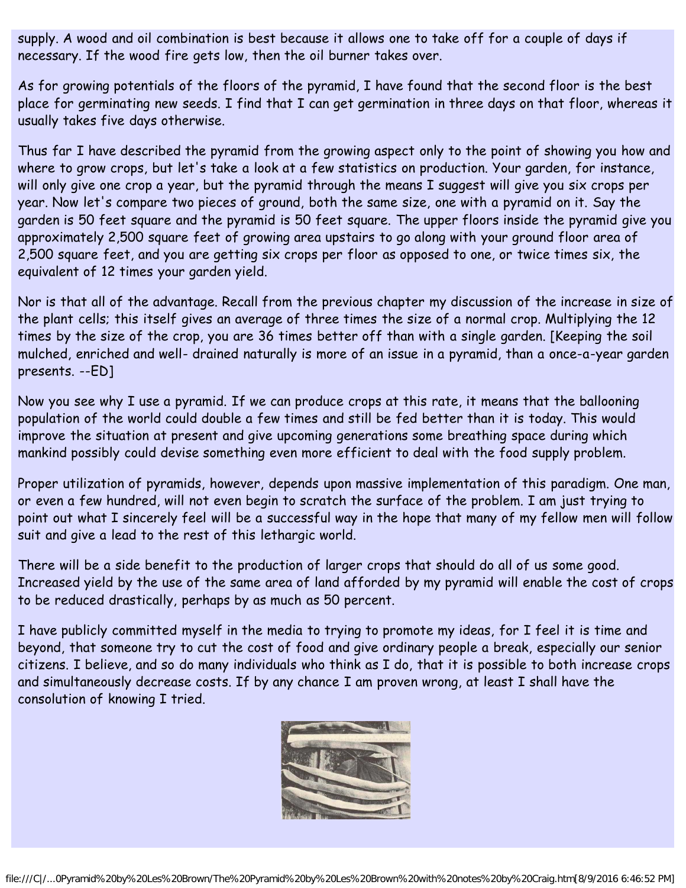supply. A wood and oil combination is best because it allows one to take off for a couple of days if necessary. If the wood fire gets low, then the oil burner takes over.

As for growing potentials of the floors of the pyramid, I have found that the second floor is the best place for germinating new seeds. I find that I can get germination in three days on that floor, whereas it usually takes five days otherwise.

Thus far I have described the pyramid from the growing aspect only to the point of showing you how and where to grow crops, but let's take a look at a few statistics on production. Your garden, for instance, will only give one crop a year, but the pyramid through the means I suggest will give you six crops per year. Now let's compare two pieces of ground, both the same size, one with a pyramid on it. Say the garden is 50 feet square and the pyramid is 50 feet square. The upper floors inside the pyramid give you approximately 2,500 square feet of growing area upstairs to go along with your ground floor area of 2,500 square feet, and you are getting six crops per floor as opposed to one, or twice times six, the equivalent of 12 times your garden yield.

Nor is that all of the advantage. Recall from the previous chapter my discussion of the increase in size of the plant cells; this itself gives an average of three times the size of a normal crop. Multiplying the 12 times by the size of the crop, you are 36 times better off than with a single garden. [Keeping the soil mulched, enriched and well- drained naturally is more of an issue in a pyramid, than a once-a-year garden presents. --ED]

Now you see why I use a pyramid. If we can produce crops at this rate, it means that the ballooning population of the world could double a few times and still be fed better than it is today. This would improve the situation at present and give upcoming generations some breathing space during which mankind possibly could devise something even more efficient to deal with the food supply problem.

Proper utilization of pyramids, however, depends upon massive implementation of this paradigm. One man, or even a few hundred, will not even begin to scratch the surface of the problem. I am just trying to point out what I sincerely feel will be a successful way in the hope that many of my fellow men will follow suit and give a lead to the rest of this lethargic world.

There will be a side benefit to the production of larger crops that should do all of us some good. Increased yield by the use of the same area of land afforded by my pyramid will enable the cost of crops to be reduced drastically, perhaps by as much as 50 percent.

I have publicly committed myself in the media to trying to promote my ideas, for I feel it is time and beyond, that someone try to cut the cost of food and give ordinary people a break, especially our senior citizens. I believe, and so do many individuals who think as I do, that it is possible to both increase crops and simultaneously decrease costs. If by any chance I am proven wrong, at least I shall have the consolution of knowing I tried.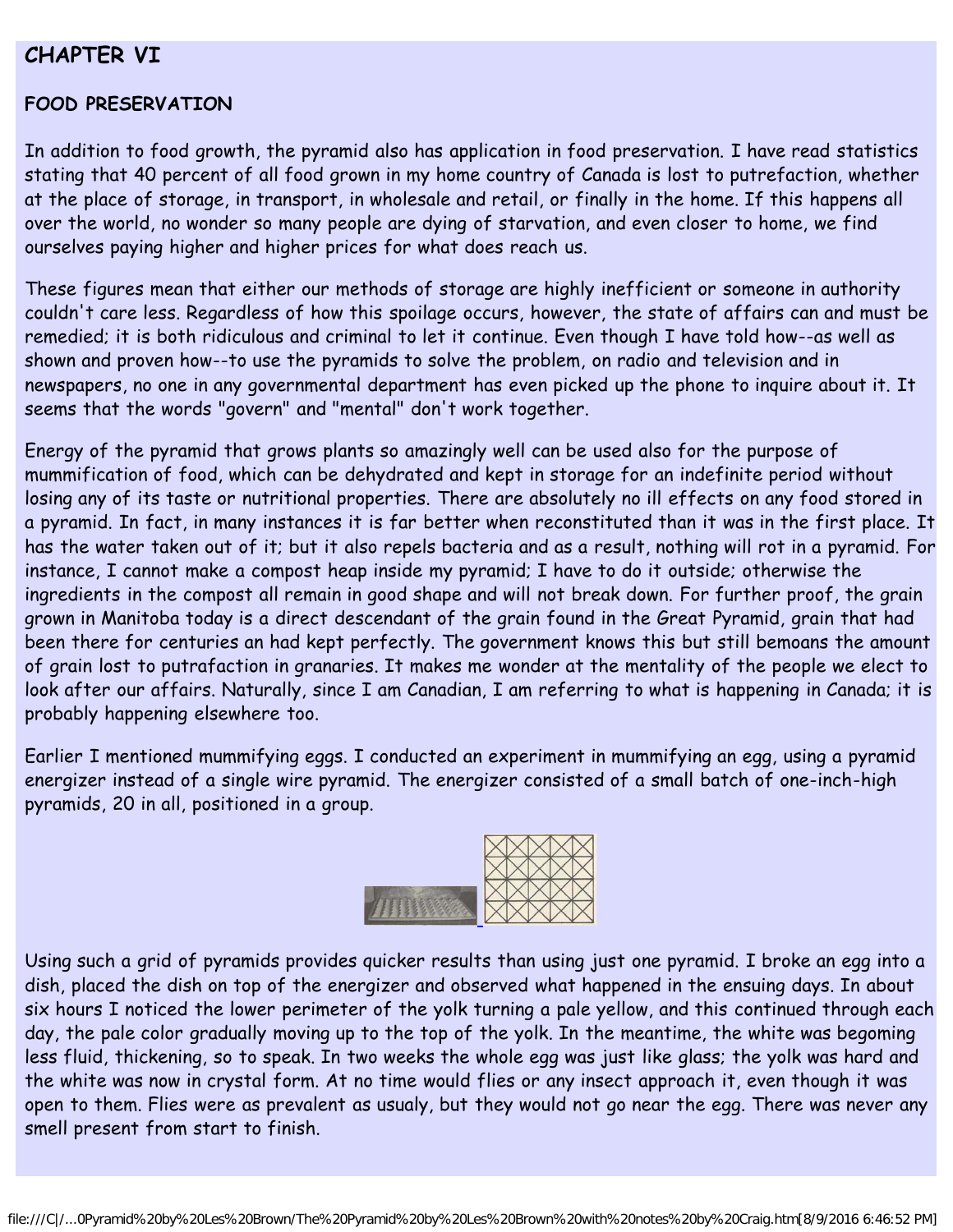## CHAPTER VI

### FOOD PRESERVATION

In addition to food growth, the pyramid also has application in food preservation. I have read statistics stating that 40 percent of all food grown in my home country of Canada is lost to putrefaction, whether at the place of storage, in transport, in wholesale and retail, or finally in the home. If this happens all over the world, no wonder so many people are dying of starvation, and even closer to home, we find ourselves paying higher and higher prices for what does reach us.

These figures mean that either our methods of storage are highly inefficient or someone in authority couldn't care less. Regardless of how this spoilage occurs, however, the state of affairs can and must be remedied; it is both ridiculous and criminal to let it continue. Even though I have told how--as well as shown and proven how--to use the pyramids to solve the problem, on radio and television and in newspapers, no one in any governmental department has even picked up the phone to inquire about it. It seems that the words "govern" and "mental" don't work together.

Energy of the pyramid that grows plants so amazingly well can be used also for the purpose of mummification of food, which can be dehydrated and kept in storage for an indefinite period without losing any of its taste or nutritional properties. There are absolutely no ill effects on any food stored in a pyramid. In fact, in many instances it is far better when reconstituted than it was in the first place. It has the water taken out of it; but it also repels bacteria and as a result, nothing will rot in a pyramid. For instance, I cannot make a compost heap inside my pyramid; I have to do it outside; otherwise the ingredients in the compost all remain in good shape and will not break down. For further proof, the grain grown in Manitoba today is a direct descendant of the grain found in the Great Pyramid, grain that had been there for centuries an had kept perfectly. The government knows this but still bemoans the amount of grain lost to putrafaction in granaries. It makes me wonder at the mentality of the people we elect to look after our affairs. Naturally, since I am Canadian, I am referring to what is happening in Canada; it is probably happening elsewhere too.

Earlier I mentioned mummifying eggs. I conducted an experiment in mummifying an egg, using a pyramid energizer instead of a single wire pyramid. The energizer consisted of a small batch of one-inch-high pyramids, 20 in all, positioned in a group.

Using such a grid of pyramids provides quicker results than using just one pyramid. I broke an egg into a dish, placed the dish on top of the energizer and observed what happened in the ensuing days. In about six hours I noticed the lower perimeter of the yolk turning a pale yellow, and this continued through each day, the pale color gradually moving up to the top of the yolk. In the meantime, the white was begoming less fluid, thickening, so to speak. In two weeks the whole egg was just like glass; the yolk was hard and the white was now in crystal form. At no time would flies or any insect approach it, even though it was open to them. Flies were as prevalent as usualy, but they would not go near the egg. There was never any smell present from start to finish.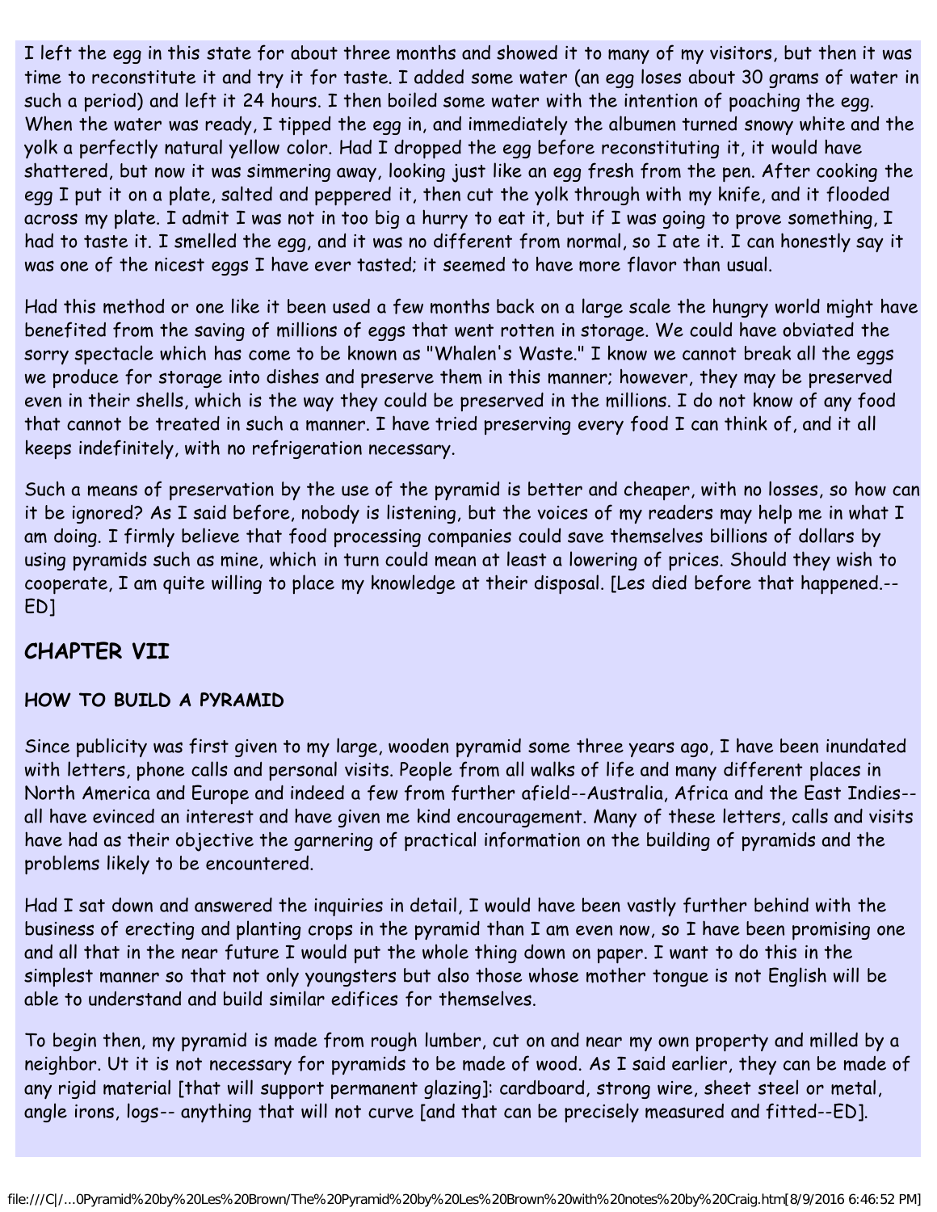I left the egg in this state for about three months and showed it to many of my visitors, but then it was time to reconstitute it and try it for taste. I added some water (an egg loses about 30 grams of water in such a period) and left it 24 hours. I then boiled some water with the intention of poaching the egg. When the water was ready, I tipped the egg in, and immediately the albumen turned snowy white and the yolk a perfectly natural yellow color. Had I dropped the egg before reconstituting it, it would have shattered, but now it was simmering away, looking just like an egg fresh from the pen. After cooking the egg I put it on a plate, salted and peppered it, then cut the yolk through with my knife, and it flooded across my plate. I admit I was not in too big a hurry to eat it, but if I was going to prove something, I had to taste it. I smelled the egg, and it was no different from normal, so I ate it. I can honestly say it was one of the nicest eggs I have ever tasted; it seemed to have more flavor than usual.

Had this method or one like it been used a few months back on a large scale the hungry world might have benefited from the saving of millions of eggs that went rotten in storage. We could have obviated the sorry spectacle which has come to be known as "Whalen's Waste." I know we cannot break all the eggs we produce for storage into dishes and preserve them in this manner; however, they may be preserved even in their shells, which is the way they could be preserved in the millions. I do not know of any food that cannot be treated in such a manner. I have tried preserving every food I can think of, and it all keeps indefinitely, with no refrigeration necessary.

Such a means of preservation by the use of the pyramid is better and cheaper, with no losses, so how can it be ignored? As I said before, nobody is listening, but the voices of my readers may help me in what I am doing. I firmly believe that food processing companies could save themselves billions of dollars by using pyramids such as mine, which in turn could mean at least a lowering of prices. Should they wish to cooperate, I am quite willing to place my knowledge at their disposal. [Les died before that happened.--ED]

## CHAPTER VII

### HOW TO BUILD A PYRAMID

Since publicity was first given to my large, wooden pyramid some three years ago, I have been inundated with letters, phone calls and personal visits. People from all walks of life and many different places in North America and Europe and indeed a few from further afield--Australia, Africa and the East Indies--all have evinced an interest and have given me kind encouragement. Many of these letters, calls and visits have had as their objective the garnering of practical information on the building of pyramids and the problems likely to be encountered.

Had I sat down and answered the inquiries in detail, I would have been vastly further behind with the business of erecting and planting crops in the pyramid than I am even now, so I have been promising one and all that in the near future I would put the whole thing down on paper. I want to do this in the simplest manner so that not only youngsters but also those whose mother tongue is not English will be able to understand and build similar edifices for themselves.

To begin then, my pyramid is made from rough lumber, cut on and near my own property and milled by a neighbor. Ut it is not necessary for pyramids to be made of wood. As I said earlier, they can be made of any rigid material [that will support permanent glazing]: cardboard, strong wire, sheet steel or metal, angle irons, logs-- anything that will not curve [and that can be precisely measured and fitted--ED].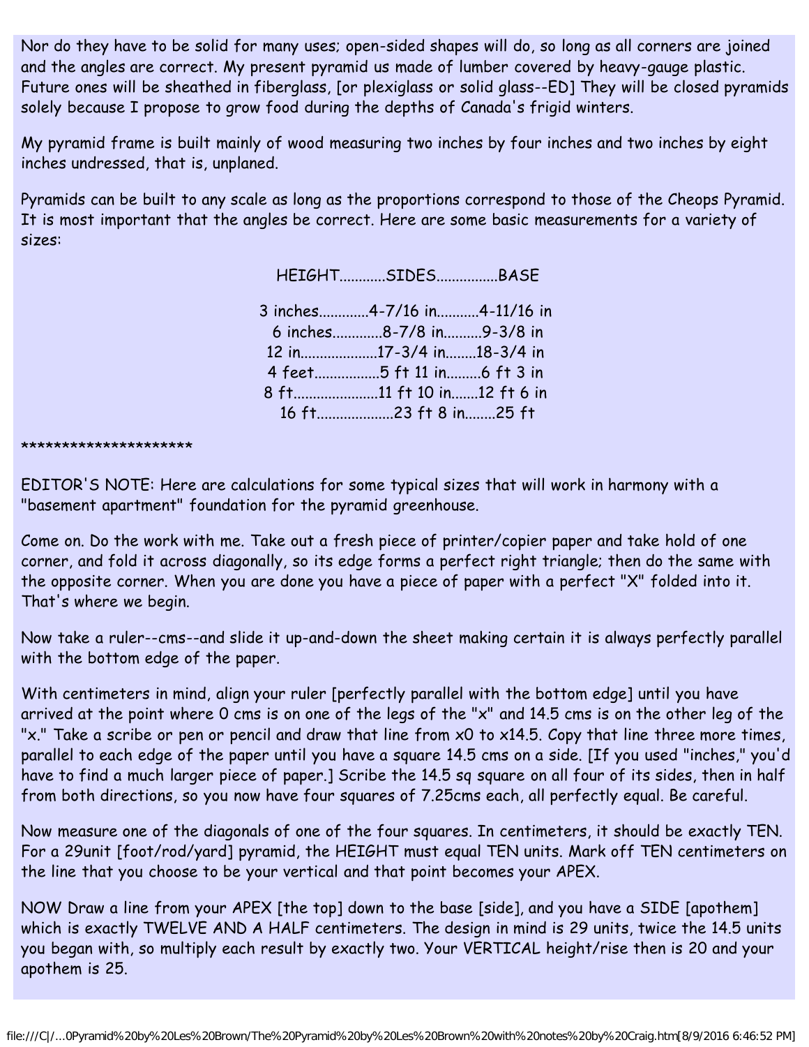Nor do they have to be solid for many uses; open-sided shapes will do, so long as all corners are joined and the angles are correct. My present pyramid us made of lumber covered by heavy-gauge plastic. Future ones will be sheathed in fiberglass, [or plexiglass or solid glass--ED] They will be closed pyramids solely because I propose to grow food during the depths of Canada's frigid winters.

My pyramid frame is built mainly of wood measuring two inches by four inches and two inches by eight inches undressed, that is, unplaned.

Pyramids can be built to any scale as long as the proportions correspond to those of the Cheops Pyramid. It is most important that the angles be correct. Here are some basic measurements for a variety of sizes:

| HEIGHT | SIDES | BASE |
|---|---|---|
| 3 inches | 4-7/16 in | 4-11/16 in |
| 6 inches | 8-7/8 in | 9-3/8 in |
| 12 in | 17-3/4 in | 18-3/4 in |
| 4 feet | 5 ft 11 in | 6 ft 3 in |
| 8 ft | 11 ft 10 in | 12 ft 6 in |
| 16 ft | 23 ft 8 in | 25 ft |

*********************

EDITOR'S NOTE: Here are calculations for some typical sizes that will work in harmony with a "basement apartment" foundation for the pyramid greenhouse.

Come on. Do the work with me. Take out a fresh piece of printer/copier paper and take hold of one corner, and fold it across diagonally, so its edge forms a perfect right triangle; then do the same with the opposite corner. When you are done you have a piece of paper with a perfect "X" folded into it. That's where we begin.

Now take a ruler--cms--and slide it up-and-down the sheet making certain it is always perfectly parallel with the bottom edge of the paper.

With centimeters in mind, align your ruler [perfectly parallel with the bottom edge] until you have arrived at the point where 0 cms is on one of the legs of the "x" and 14.5 cms is on the other leg of the "x." Take a scribe or pen or pencil and draw that line from x0 to x14.5. Copy that line three more times, parallel to each edge of the paper until you have a square 14.5 cms on a side. [If you used "inches," you'd have to find a much larger piece of paper.] Scribe the 14.5 sq square on all four of its sides, then in half from both directions, so you now have four squares of 7.25cms each, all perfectly equal. Be careful.

Now measure one of the diagonals of one of the four squares. In centimeters, it should be exactly TEN. For a 29unit [foot/rod/yard] pyramid, the HEIGHT must equal TEN units. Mark off TEN centimeters on the line that you choose to be your vertical and that point becomes your APEX.

NOW Draw a line from your APEX [the top] down to the base [side], and you have a SIDE [apothem] which is exactly TWELVE AND A HALF centimeters. The design in mind is 29 units, twice the 14.5 units you began with, so multiply each result by exactly two. Your VERTICAL height/rise then is 20 and your apothem is 25.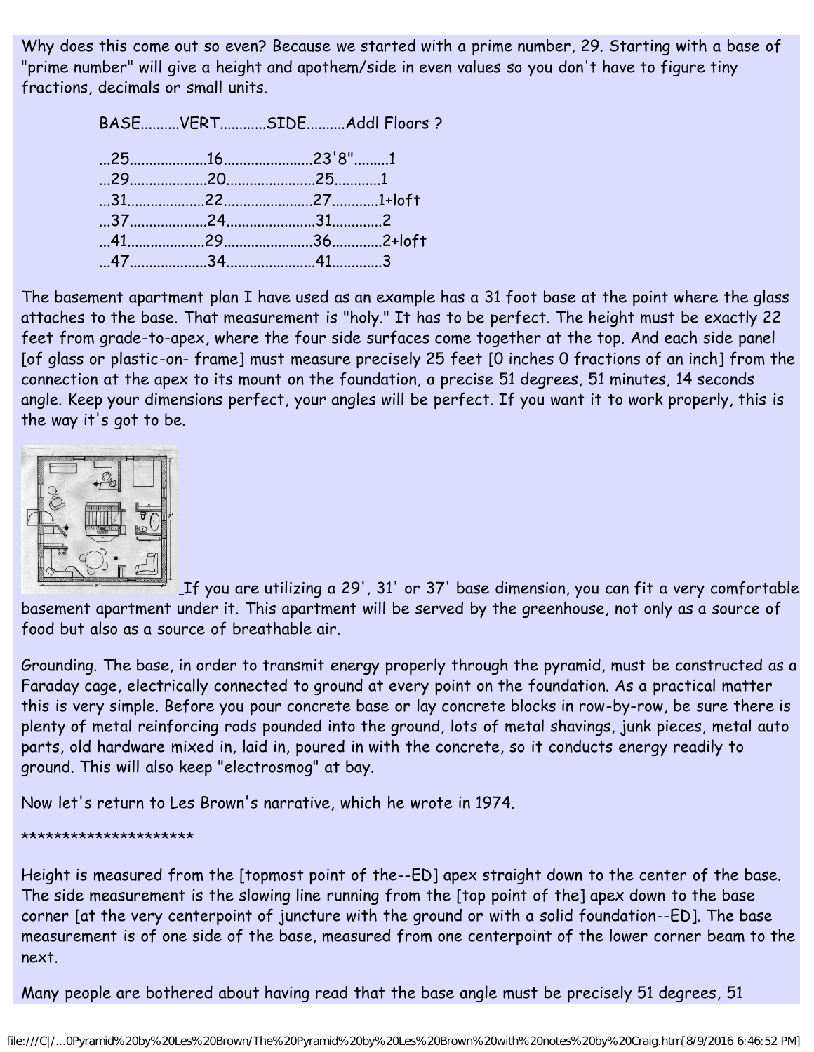Why does this come out so even? Because we started with a prime number, 29. Starting with a base of "prime number" will give a height and apothem/side in even values so you don't have to figure tiny fractions, decimals or small units.

| BASE | VERT | SIDE | Addl Floors ? |
|---|---|---|---|
| 25 | 16 | 23'8" | 1 |
| 29 | 20 | 25 | 1 |
| 31 | 22 | 27 | 1+loft |
| 37 | 24 | 31 | 2 |
| 41 | 29 | 36 | 2+loft |
| 47 | 34 | 41 | 3 |

The basement apartment plan I have used as an example has a 31 foot base at the point where the glass attaches to the base. That measurement is "holy." It has to be perfect. The height must be exactly 22 feet from grade-to-apex, where the four side surfaces come together at the top. And each side panel [of glass or plastic-on- frame] must measure precisely 25 feet [0 inches 0 fractions of an inch] from the connection at the apex to its mount on the foundation, a precise 51 degrees, 51 minutes, 14 seconds angle. Keep your dimensions perfect, your angles will be perfect. If you want it to work properly, this is the way it's got to be.

If you are utilizing a 29', 31' or 37' base dimension, you can fit a very comfortable basement apartment under it. This apartment will be served by the greenhouse, not only as a source of food but also as a source of breathable air.

Grounding. The base, in order to transmit energy properly through the pyramid, must be constructed as a Faraday cage, electrically connected to ground at every point on the foundation. As a practical matter this is very simple. Before you pour concrete base or lay concrete blocks in row-by-row, be sure there is plenty of metal reinforcing rods pounded into the ground, lots of metal shavings, junk pieces, metal auto parts, old hardware mixed in, laid in, poured in with the concrete, so it conducts energy readily to ground. This will also keep "electrosmog" at bay.

Now let's return to Les Brown's narrative, which he wrote in 1974.

*********************

Height is measured from the [topmost point of the--ED] apex straight down to the center of the base. The side measurement is the slowing line running from the [top point of the] apex down to the base corner [at the very centerpoint of juncture with the ground or with a solid foundation--ED]. The base measurement is of one side of the base, measured from one centerpoint of the lower corner beam to the next.

Many people are bothered about having read that the base angle must be precisely 51 degrees, 51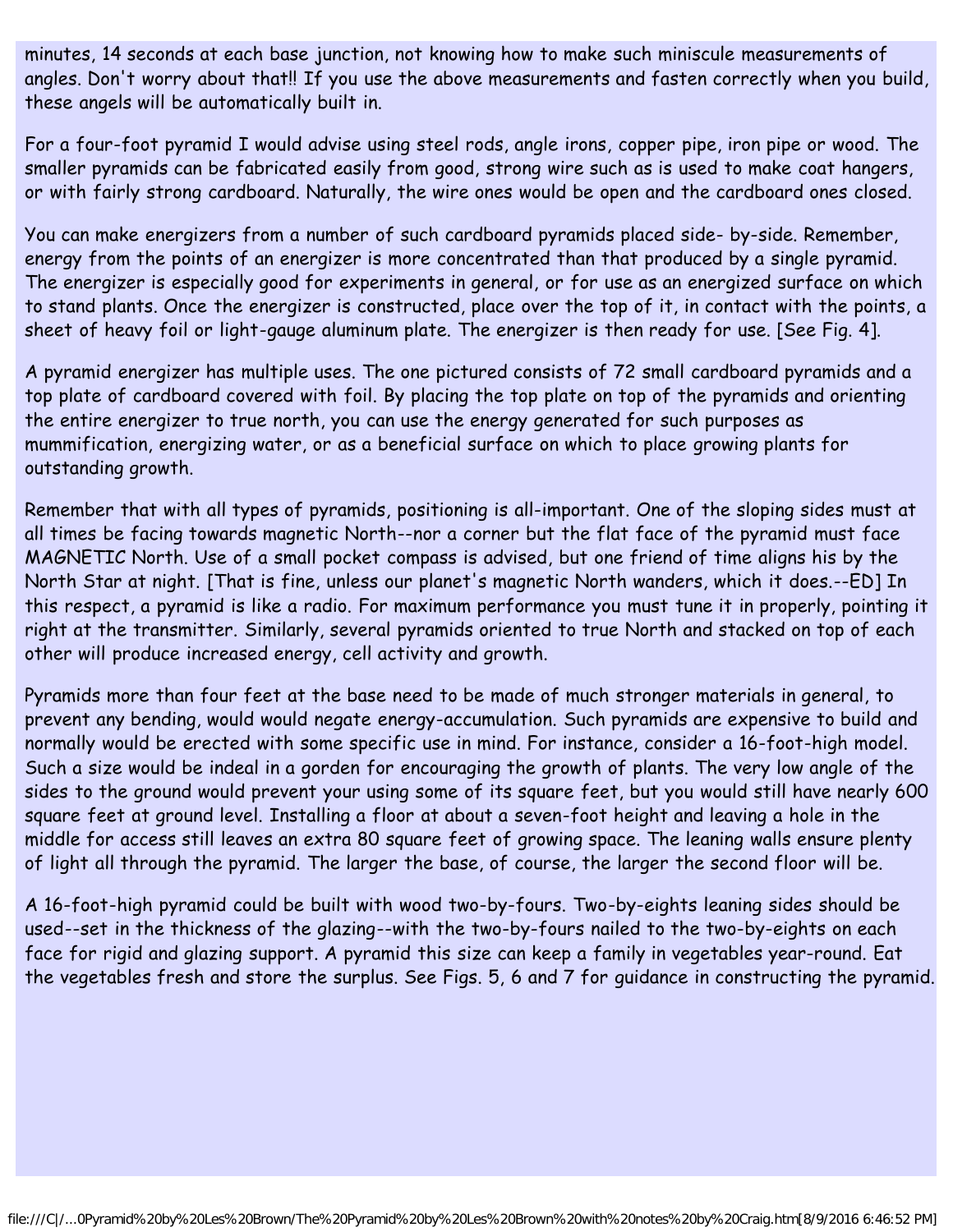minutes, 14 seconds at each base junction, not knowing how to make such miniscule measurements of angles. Don't worry about that!! If you use the above measurements and fasten correctly when you build, these angels will be automatically built in.

For a four-foot pyramid I would advise using steel rods, angle irons, copper pipe, iron pipe or wood. The smaller pyramids can be fabricated easily from good, strong wire such as is used to make coat hangers, or with fairly strong cardboard. Naturally, the wire ones would be open and the cardboard ones closed.

You can make energizers from a number of such cardboard pyramids placed side- by-side. Remember, energy from the points of an energizer is more concentrated than that produced by a single pyramid. The energizer is especially good for experiments in general, or for use as an energized surface on which to stand plants. Once the energizer is constructed, place over the top of it, in contact with the points, a sheet of heavy foil or light-gauge aluminum plate. The energizer is then ready for use. [See Fig. 4].

A pyramid energizer has multiple uses. The one pictured consists of 72 small cardboard pyramids and a top plate of cardboard covered with foil. By placing the top plate on top of the pyramids and orienting the entire energizer to true north, you can use the energy generated for such purposes as mummification, energizing water, or as a beneficial surface on which to place growing plants for outstanding growth.

Remember that with all types of pyramids, positioning is all-important. One of the sloping sides must at all times be facing towards magnetic North--nor a corner but the flat face of the pyramid must face MAGNETIC North. Use of a small pocket compass is advised, but one friend of time aligns his by the North Star at night. [That is fine, unless our planet's magnetic North wanders, which it does.--ED] In this respect, a pyramid is like a radio. For maximum performance you must tune it in properly, pointing it right at the transmitter. Similarly, several pyramids oriented to true North and stacked on top of each other will produce increased energy, cell activity and growth.

Pyramids more than four feet at the base need to be made of much stronger materials in general, to prevent any bending, would would negate energy-accumulation. Such pyramids are expensive to build and normally would be erected with some specific use in mind. For instance, consider a 16-foot-high model. Such a size would be indeal in a gorden for encouraging the growth of plants. The very low angle of the sides to the ground would prevent your using some of its square feet, but you would still have nearly 600 square feet at ground level. Installing a floor at about a seven-foot height and leaving a hole in the middle for access still leaves an extra 80 square feet of growing space. The leaning walls ensure plenty of light all through the pyramid. The larger the base, of course, the larger the second floor will be.

A 16-foot-high pyramid could be built with wood two-by-fours. Two-by-eights leaning sides should be used--set in the thickness of the glazing--with the two-by-fours nailed to the two-by-eights on each face for rigid and glazing support. A pyramid this size can keep a family in vegetables year-round. Eat the vegetables fresh and store the surplus. See Figs. 5, 6 and 7 for guidance in constructing the pyramid.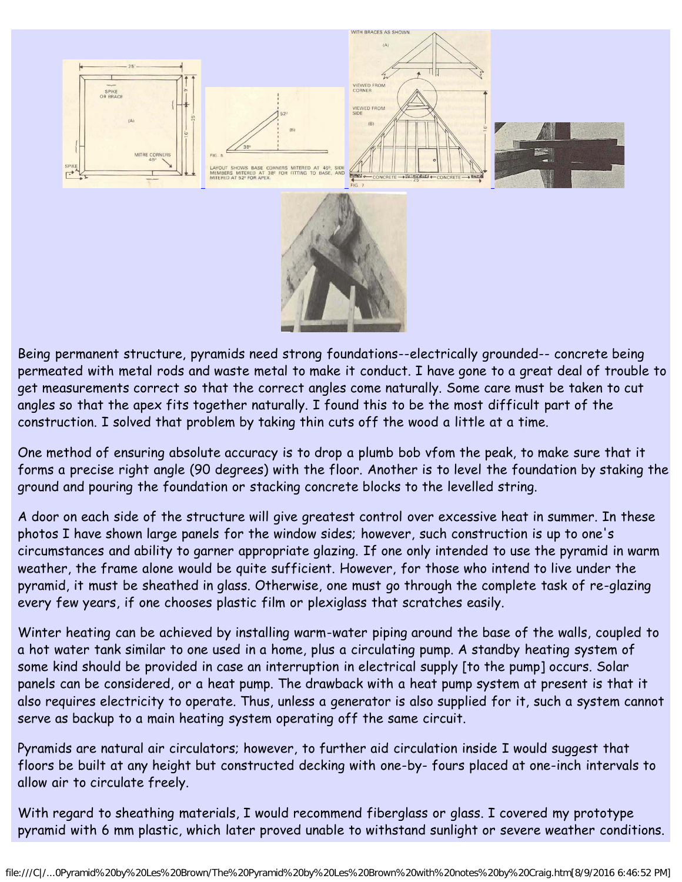Being permanent structure, pyramids need strong foundations--electrically grounded-- concrete being permeated with metal rods and waste metal to make it conduct. I have gone to a great deal of trouble to get measurements correct so that the correct angles come naturally. Some care must be taken to cut angles so that the apex fits together naturally. I found this to be the most difficult part of the construction. I solved that problem by taking thin cuts off the wood a little at a time.

One method of ensuring absolute accuracy is to drop a plumb bob vfom the peak, to make sure that it forms a precise right angle (90 degrees) with the floor. Another is to level the foundation by staking the ground and pouring the foundation or stacking concrete blocks to the levelled string.

A door on each side of the structure will give greatest control over excessive heat in summer. In these photos I have shown large panels for the window sides; however, such construction is up to one's circumstances and ability to garner appropriate glazing. If one only intended to use the pyramid in warm weather, the frame alone would be quite sufficient. However, for those who intend to live under the pyramid, it must be sheathed in glass. Otherwise, one must go through the complete task of re-glazing every few years, if one chooses plastic film or plexiglass that scratches easily.

Winter heating can be achieved by installing warm-water piping around the base of the walls, coupled to a hot water tank similar to one used in a home, plus a circulating pump. A standby heating system of some kind should be provided in case an interruption in electrical supply [to the pump] occurs. Solar panels can be considered, or a heat pump. The drawback with a heat pump system at present is that it also requires electricity to operate. Thus, unless a generator is also supplied for it, such a system cannot serve as backup to a main heating system operating off the same circuit.

Pyramids are natural air circulators; however, to further aid circulation inside I would suggest that floors be built at any height but constructed decking with one-by- fours placed at one-inch intervals to allow air to circulate freely.

With regard to sheathing materials, I would recommend fiberglass or glass. I covered my prototype pyramid with 6 mm plastic, which later proved unable to withstand sunlight or severe weather conditions.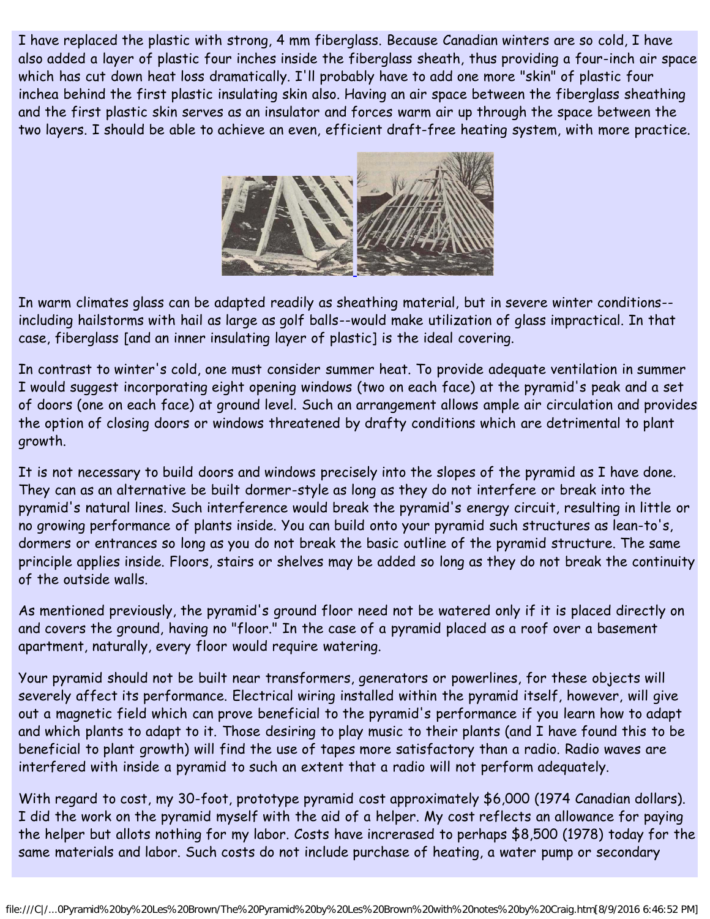I have replaced the plastic with strong, 4 mm fiberglass. Because Canadian winters are so cold, I have also added a layer of plastic four inches inside the fiberglass sheath, thus providing a four-inch air space which has cut down heat loss dramatically. I'll probably have to add one more "skin" of plastic four inchea behind the first plastic insulating skin also. Having an air space between the fiberglass sheathing and the first plastic skin serves as an insulator and forces warm air up through the space between the two layers. I should be able to achieve an even, efficient draft-free heating system, with more practice.

In warm climates glass can be adapted readily as sheathing material, but in severe winter conditions--including hailstorms with hail as large as golf balls--would make utilization of glass impractical. In that case, fiberglass [and an inner insulating layer of plastic] is the ideal covering.

In contrast to winter's cold, one must consider summer heat. To provide adequate ventilation in summer I would suggest incorporating eight opening windows (two on each face) at the pyramid's peak and a set of doors (one on each face) at ground level. Such an arrangement allows ample air circulation and provides the option of closing doors or windows threatened by drafty conditions which are detrimental to plant growth.

It is not necessary to build doors and windows precisely into the slopes of the pyramid as I have done. They can as an alternative be built dormer-style as long as they do not interfere or break into the pyramid's natural lines. Such interference would break the pyramid's energy circuit, resulting in little or no growing performance of plants inside. You can build onto your pyramid such structures as lean-to's, dormers or entrances so long as you do not break the basic outline of the pyramid structure. The same principle applies inside. Floors, stairs or shelves may be added so long as they do not break the continuity of the outside walls.

As mentioned previously, the pyramid's ground floor need not be watered only if it is placed directly on and covers the ground, having no "floor." In the case of a pyramid placed as a roof over a basement apartment, naturally, every floor would require watering.

Your pyramid should not be built near transformers, generators or powerlines, for these objects will severely affect its performance. Electrical wiring installed within the pyramid itself, however, will give out a magnetic field which can prove beneficial to the pyramid's performance if you learn how to adapt and which plants to adapt to it. Those desiring to play music to their plants (and I have found this to be beneficial to plant growth) will find the use of tapes more satisfactory than a radio. Radio waves are interfered with inside a pyramid to such an extent that a radio will not perform adequately.

With regard to cost, my 30-foot, prototype pyramid cost approximately $6,000 (1974 Canadian dollars). I did the work on the pyramid myself with the aid of a helper. My cost reflects an allowance for paying the helper but allots nothing for my labor. Costs have increrased to perhaps $8,500 (1978) today for the same materials and labor. Such costs do not include purchase of heating, a water pump or secondary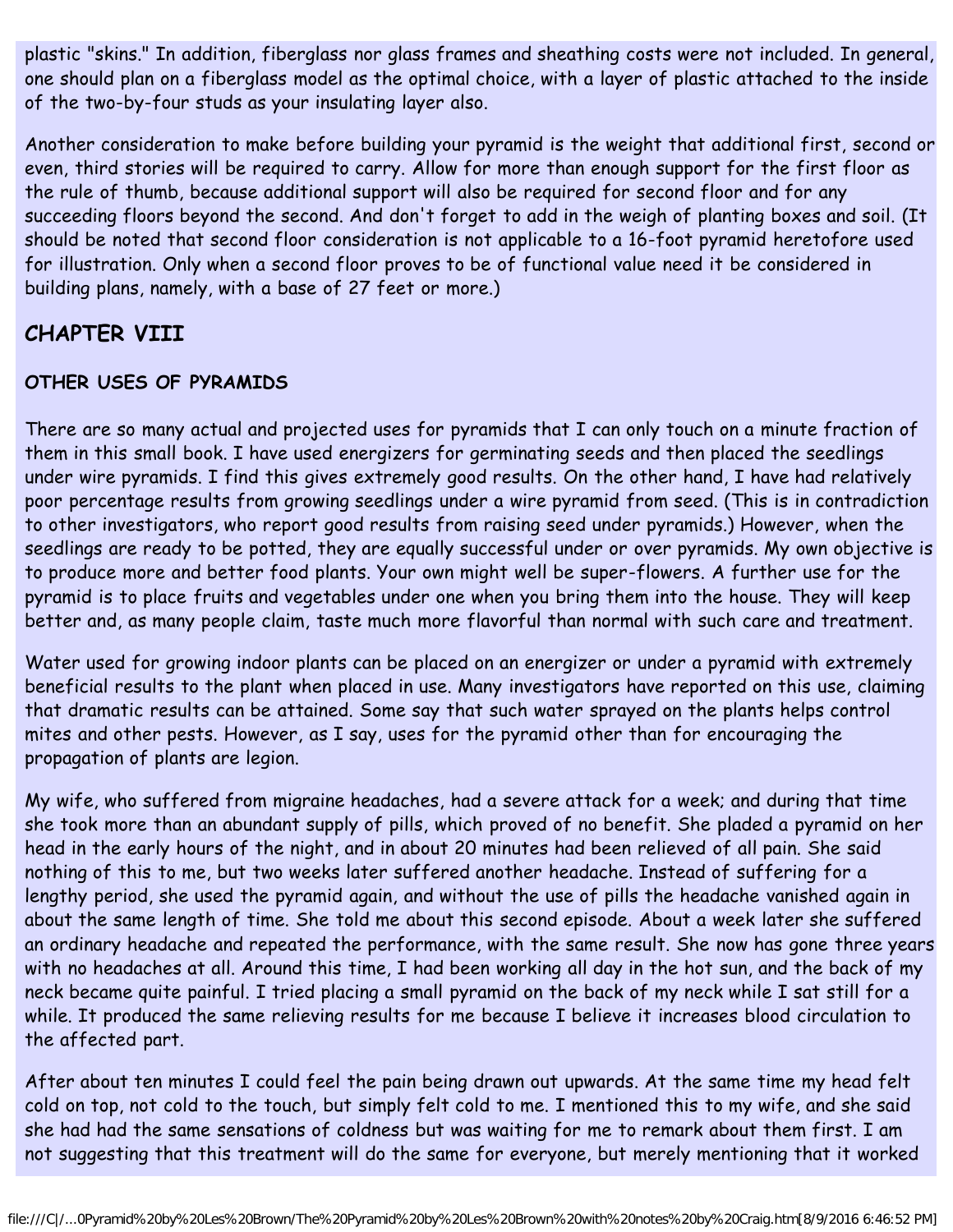plastic "skins." In addition, fiberglass nor glass frames and sheathing costs were not included. In general, one should plan on a fiberglass model as the optimal choice, with a layer of plastic attached to the inside of the two-by-four studs as your insulating layer also.

Another consideration to make before building your pyramid is the weight that additional first, second or even, third stories will be required to carry. Allow for more than enough support for the first floor as the rule of thumb, because additional support will also be required for second floor and for any succeeding floors beyond the second. And don't forget to add in the weigh of planting boxes and soil. (It should be noted that second floor consideration is not applicable to a 16-foot pyramid heretofore used for illustration. Only when a second floor proves to be of functional value need it be considered in building plans, namely, with a base of 27 feet or more.)

## CHAPTER VIII

### OTHER USES OF PYRAMIDS

There are so many actual and projected uses for pyramids that I can only touch on a minute fraction of them in this small book. I have used energizers for germinating seeds and then placed the seedlings under wire pyramids. I find this gives extremely good results. On the other hand, I have had relatively poor percentage results from growing seedlings under a wire pyramid from seed. (This is in contradiction to other investigators, who report good results from raising seed under pyramids.) However, when the seedlings are ready to be potted, they are equally successful under or over pyramids. My own objective is to produce more and better food plants. Your own might well be super-flowers. A further use for the pyramid is to place fruits and vegetables under one when you bring them into the house. They will keep better and, as many people claim, taste much more flavorful than normal with such care and treatment.

Water used for growing indoor plants can be placed on an energizer or under a pyramid with extremely beneficial results to the plant when placed in use. Many investigators have reported on this use, claiming that dramatic results can be attained. Some say that such water sprayed on the plants helps control mites and other pests. However, as I say, uses for the pyramid other than for encouraging the propagation of plants are legion.

My wife, who suffered from migraine headaches, had a severe attack for a week; and during that time she took more than an abundant supply of pills, which proved of no benefit. She pladed a pyramid on her head in the early hours of the night, and in about 20 minutes had been relieved of all pain. She said nothing of this to me, but two weeks later suffered another headache. Instead of suffering for a lengthy period, she used the pyramid again, and without the use of pills the headache vanished again in about the same length of time. She told me about this second episode. About a week later she suffered an ordinary headache and repeated the performance, with the same result. She now has gone three years with no headaches at all. Around this time, I had been working all day in the hot sun, and the back of my neck became quite painful. I tried placing a small pyramid on the back of my neck while I sat still for a while. It produced the same relieving results for me because I believe it increases blood circulation to the affected part.

After about ten minutes I could feel the pain being drawn out upwards. At the same time my head felt cold on top, not cold to the touch, but simply felt cold to me. I mentioned this to my wife, and she said she had had the same sensations of coldness but was waiting for me to remark about them first. I am not suggesting that this treatment will do the same for everyone, but merely mentioning that it worked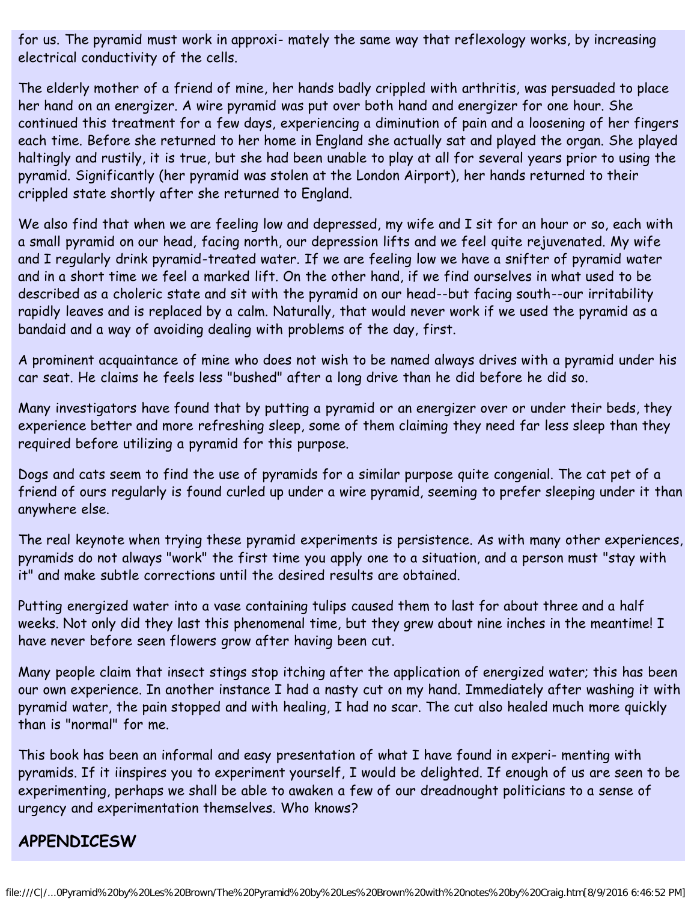for us. The pyramid must work in approxi- mately the same way that reflexology works, by increasing electrical conductivity of the cells.

The elderly mother of a friend of mine, her hands badly crippled with arthritis, was persuaded to place her hand on an energizer. A wire pyramid was put over both hand and energizer for one hour. She continued this treatment for a few days, experiencing a diminution of pain and a loosening of her fingers each time. Before she returned to her home in England she actually sat and played the organ. She played haltingly and rustily, it is true, but she had been unable to play at all for several years prior to using the pyramid. Significantly (her pyramid was stolen at the London Airport), her hands returned to their crippled state shortly after she returned to England.

We also find that when we are feeling low and depressed, my wife and I sit for an hour or so, each with a small pyramid on our head, facing north, our depression lifts and we feel quite rejuvenated. My wife and I regularly drink pyramid-treated water. If we are feeling low we have a snifter of pyramid water and in a short time we feel a marked lift. On the other hand, if we find ourselves in what used to be described as a choleric state and sit with the pyramid on our head--but facing south--our irritability rapidly leaves and is replaced by a calm. Naturally, that would never work if we used the pyramid as a bandaid and a way of avoiding dealing with problems of the day, first.

A prominent acquaintance of mine who does not wish to be named always drives with a pyramid under his car seat. He claims he feels less "bushed" after a long drive than he did before he did so.

Many investigators have found that by putting a pyramid or an energizer over or under their beds, they experience better and more refreshing sleep, some of them claiming they need far less sleep than they required before utilizing a pyramid for this purpose.

Dogs and cats seem to find the use of pyramids for a similar purpose quite congenial. The cat pet of a friend of ours regularly is found curled up under a wire pyramid, seeming to prefer sleeping under it than anywhere else.

The real keynote when trying these pyramid experiments is persistence. As with many other experiences, pyramids do not always "work" the first time you apply one to a situation, and a person must "stay with it" and make subtle corrections until the desired results are obtained.

Putting energized water into a vase containing tulips caused them to last for about three and a half weeks. Not only did they last this phenomenal time, but they grew about nine inches in the meantime! I have never before seen flowers grow after having been cut.

Many people claim that insect stings stop itching after the application of energized water; this has been our own experience. In another instance I had a nasty cut on my hand. Immediately after washing it with pyramid water, the pain stopped and with healing, I had no scar. The cut also healed much more quickly than is "normal" for me.

This book has been an informal and easy presentation of what I have found in experi- menting with pyramids. If it iinspires you to experiment yourself, I would be delighted. If enough of us are seen to be experimenting, perhaps we shall be able to awaken a few of our dreadnought politicians to a sense of urgency and experimentation themselves. Who knows?

## APPENDICESW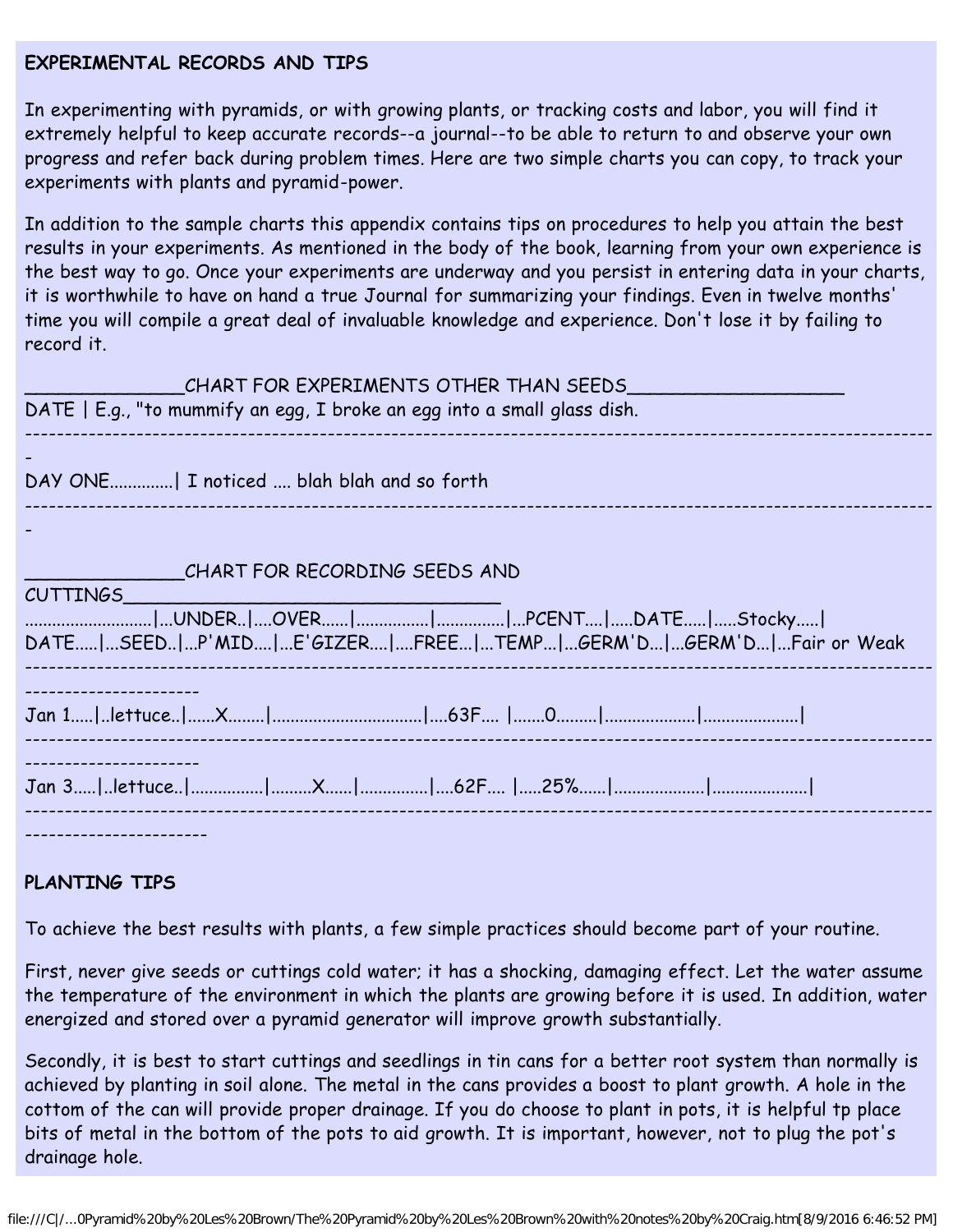**EXPERIMENTAL RECORDS AND TIPS**

In experimenting with pyramids, or with growing plants, or tracking costs and labor, you will find it extremely helpful to keep accurate records--a journal--to be able to return to and observe your own progress and refer back during problem times. Here are two simple charts you can copy, to track your experiments with plants and pyramid-power.

In addition to the sample charts this appendix contains tips on procedures to help you attain the best results in your experiments. As mentioned in the body of the book, learning from your own experience is the best way to go. Once your experiments are underway and you persist in entering data in your charts, it is worthwhile to have on hand a true Journal for summarizing your findings. Even in twelve months' time you will compile a great deal of invaluable knowledge and experience. Don't lose it by failing to record it.

______________CHART FOR EXPERIMENTS OTHER THAN SEEDS____________________

| DATE | E.g., "to mummify an egg, I broke an egg into a small glass dish. |
|---|---|
| DAY ONE | I noticed .... blah blah and so forth |

______________CHART FOR RECORDING SEEDS AND CUTTINGS__________________________________

| DATE | SEED | UNDER P'MID | OVER E'GIZER | FREE | TEMP | PCENT GERM'D | DATE GERM'D | Stocky Fair or Weak |
|---|---|---|---|---|---|---|---|---|
| Jan 1 | lettuce | X | | | 63F | 0 | | |
| Jan 3 | lettuce | | X | | 62F | 25% | | |

**PLANTING TIPS**

To achieve the best results with plants, a few simple practices should become part of your routine.

First, never give seeds or cuttings cold water; it has a shocking, damaging effect. Let the water assume the temperature of the environment in which the plants are growing before it is used. In addition, water energized and stored over a pyramid generator will improve growth substantially.

Secondly, it is best to start cuttings and seedlings in tin cans for a better root system than normally is achieved by planting in soil alone. The metal in the cans provides a boost to plant growth. A hole in the cottom of the can will provide proper drainage. If you do choose to plant in pots, it is helpful tp place bits of metal in the bottom of the pots to aid growth. It is important, however, not to plug the pot's drainage hole.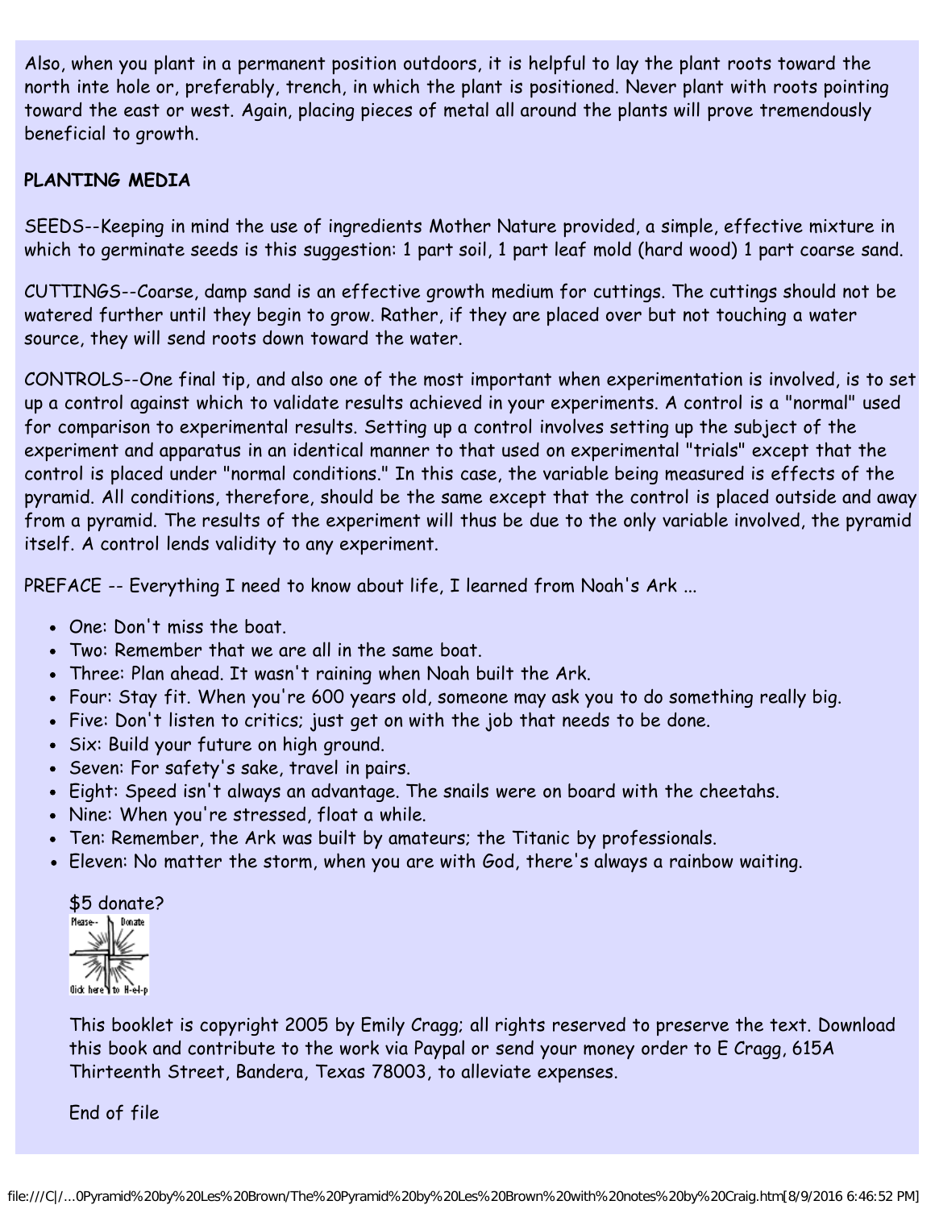Also, when you plant in a permanent position outdoors, it is helpful to lay the plant roots toward the north inte hole or, preferably, trench, in which the plant is positioned. Never plant with roots pointing toward the east or west. Again, placing pieces of metal all around the plants will prove tremendously beneficial to growth.

**PLANTING MEDIA**

SEEDS--Keeping in mind the use of ingredients Mother Nature provided, a simple, effective mixture in which to germinate seeds is this suggestion: 1 part soil, 1 part leaf mold (hard wood) 1 part coarse sand.

CUTTINGS--Coarse, damp sand is an effective growth medium for cuttings. The cuttings should not be watered further until they begin to grow. Rather, if they are placed over but not touching a water source, they will send roots down toward the water.

CONTROLS--One final tip, and also one of the most important when experimentation is involved, is to set up a control against which to validate results achieved in your experiments. A control is a "normal" used for comparison to experimental results. Setting up a control involves setting up the subject of the experiment and apparatus in an identical manner to that used on experimental "trials" except that the control is placed under "normal conditions." In this case, the variable being measured is effects of the pyramid. All conditions, therefore, should be the same except that the control is placed outside and away from a pyramid. The results of the experiment will thus be due to the only variable involved, the pyramid itself. A control lends validity to any experiment.

PREFACE -- Everything I need to know about life, I learned from Noah's Ark ...

- One: Don't miss the boat.
- Two: Remember that we are all in the same boat.
- Three: Plan ahead. It wasn't raining when Noah built the Ark.
- Four: Stay fit. When you're 600 years old, someone may ask you to do something really big.
- Five: Don't listen to critics; just get on with the job that needs to be done.
- Six: Build your future on high ground.
- Seven: For safety's sake, travel in pairs.
- Eight: Speed isn't always an advantage. The snails were on board with the cheetahs.
- Nine: When you're stressed, float a while.
- Ten: Remember, the Ark was built by amateurs; the Titanic by professionals.
- Eleven: No matter the storm, when you are with God, there's always a rainbow waiting.

$5 donate?

This booklet is copyright 2005 by Emily Cragg; all rights reserved to preserve the text. Download this book and contribute to the work via Paypal or send your money order to E Cragg, 615A Thirteenth Street, Bandera, Texas 78003, to alleviate expenses.

End of file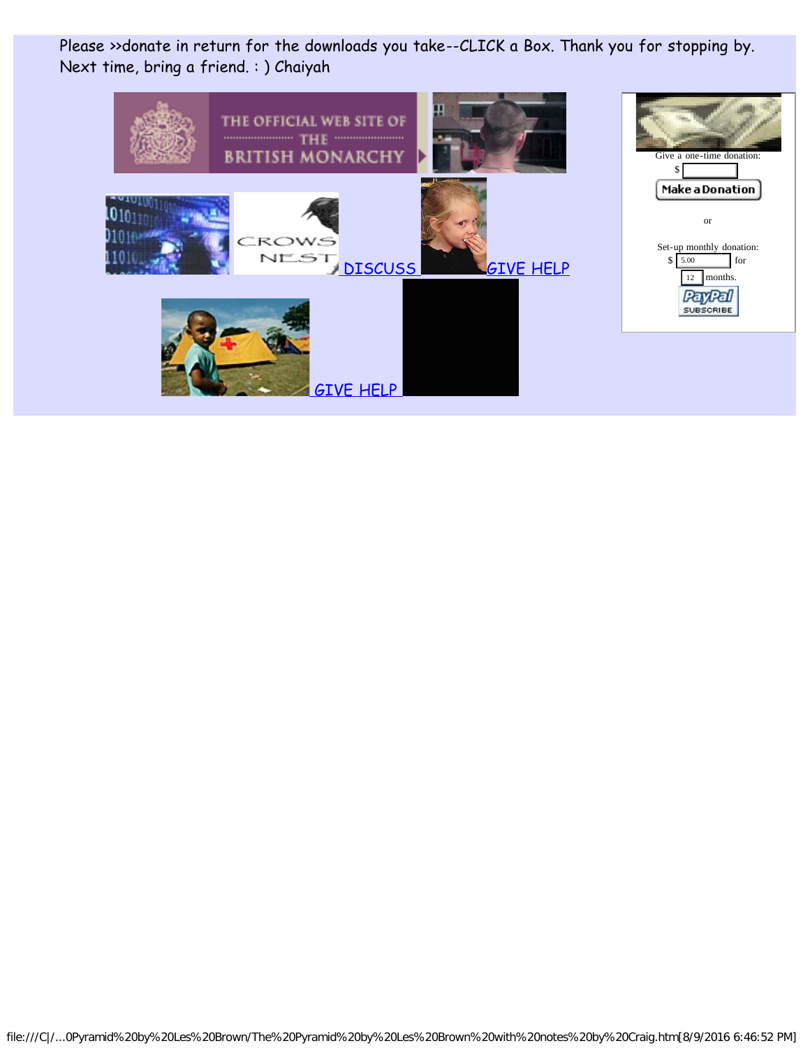Please >>donate in return for the downloads you take--CLICK a Box. Thank you for stopping by. Next time, bring a friend. : ) Chaiyah

THE OFFICIAL WEB SITE OF THE BRITISH MONARCHY

CROWS NEST DISCUSS

GIVE HELP

GIVE HELP

Give a one-time donation:

$

Make a Donation

or

Set-up monthly donation:

$ 5.00 for

12 months.

PayPal SUBSCRIBE